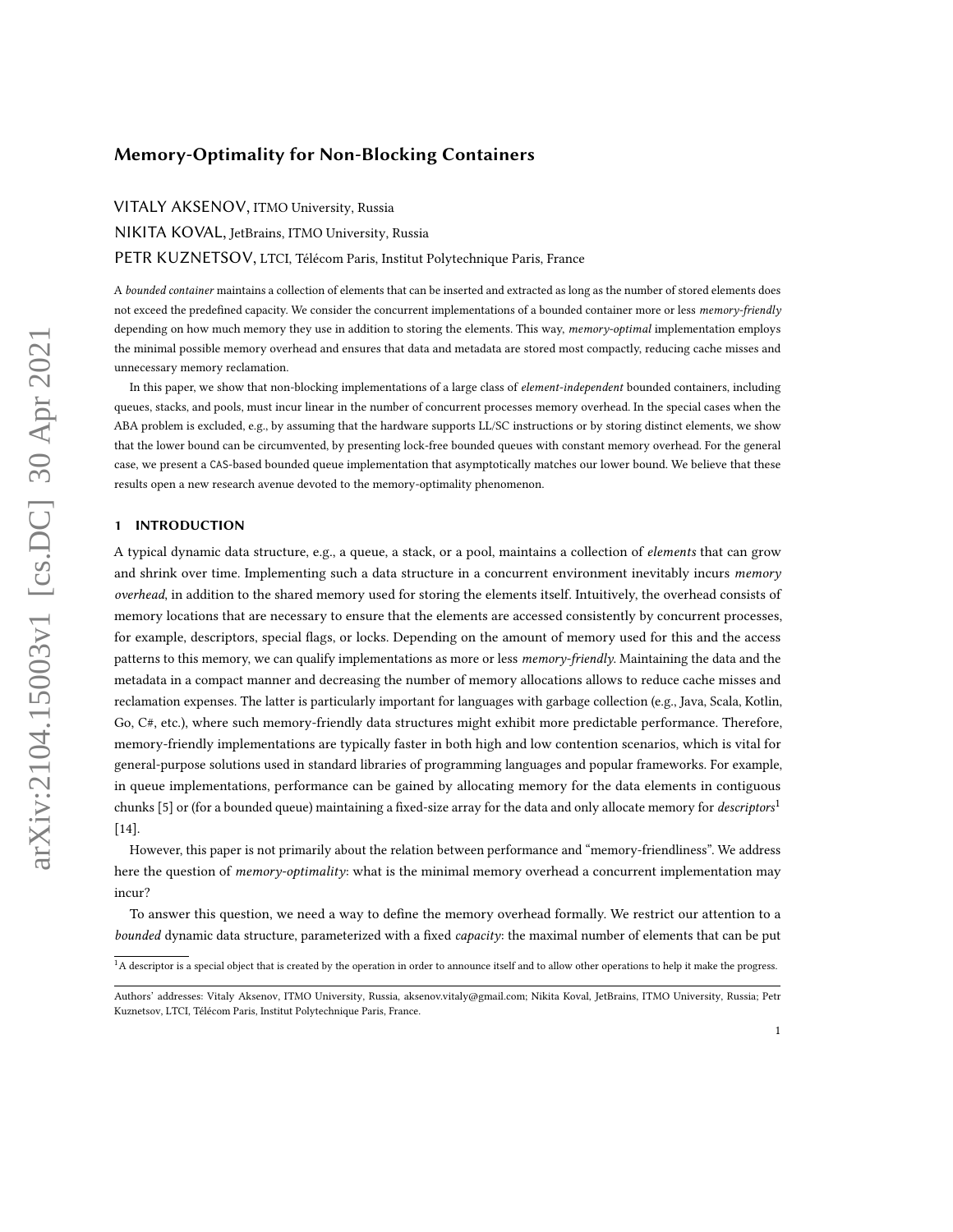# Memory-Optimality for Non-Blocking Containers

VITALY AKSENOV, ITMO University, Russia

NIKITA KOVAL, JetBrains, ITMO University, Russia

PETR KUZNETSOV, LTCI, Télécom Paris, Institut Polytechnique Paris, France

A *bounded container* maintains a collection of elements that can be inserted and extracted as long as the number of stored elements does not exceed the predefined capacity. We consider the concurrent implementations of a bounded container more or less *memory-friendly* depending on how much memory they use in addition to storing the elements. This way, *memory-optimal* implementation employs the minimal possible memory overhead and ensures that data and metadata are stored most compactly, reducing cache misses and unnecessary memory reclamation.

In this paper, we show that non-blocking implementations of a large class of *element-independent* bounded containers, including queues, stacks, and pools, must incur linear in the number of concurrent processes memory overhead. In the special cases when the ABA problem is excluded, e.g., by assuming that the hardware supports LL/SC instructions or by storing distinct elements, we show that the lower bound can be circumvented, by presenting lock-free bounded queues with constant memory overhead. For the general case, we present a CAS-based bounded queue implementation that asymptotically matches our lower bound. We believe that these results open a new research avenue devoted to the memory-optimality phenomenon.

## 1 INTRODUCTION

A typical dynamic data structure, e.g., a queue, a stack, or a pool, maintains a collection of *elements* that can grow and shrink over time. Implementing such a data structure in a concurrent environment inevitably incurs *memory overhead*, in addition to the shared memory used for storing the elements itself. Intuitively, the overhead consists of memory locations that are necessary to ensure that the elements are accessed consistently by concurrent processes, for example, descriptors, special flags, or locks. Depending on the amount of memory used for this and the access patterns to this memory, we can qualify implementations as more or less *memory-friendly*. Maintaining the data and the metadata in a compact manner and decreasing the number of memory allocations allows to reduce cache misses and reclamation expenses. The latter is particularly important for languages with garbage collection (e.g., Java, Scala, Kotlin, Go, C#, etc.), where such memory-friendly data structures might exhibit more predictable performance. Therefore, memory-friendly implementations are typically faster in both high and low contention scenarios, which is vital for general-purpose solutions used in standard libraries of programming languages and popular frameworks. For example, in queue implementations, performance can be gained by allocating memory for the data elements in contiguous chunks [5] or (for a bounded queue) maintaining a fixed-size array for the data and only allocate memory for *descriptors*[1] [14].

However, this paper is not primarily about the relation between performance and "memory-friendliness". We address here the question of *memory-optimality*: what is the minimal memory overhead a concurrent implementation may incur?

To answer this question, we need a way to define the memory overhead formally. We restrict our attention to a *bounded* dynamic data structure, parameterized with a fixed *capacity*: the maximal number of elements that can be put

[1]A descriptor is a special object that is created by the operation in order to announce itself and to allow other operations to help it make the progress.

Authors' addresses: Vitaly Aksenov, ITMO University, Russia, aksenov.vitaly@gmail.com; Nikita Koval, JetBrains, ITMO University, Russia; Petr Kuznetsov, LTCI, Télécom Paris, Institut Polytechnique Paris, France.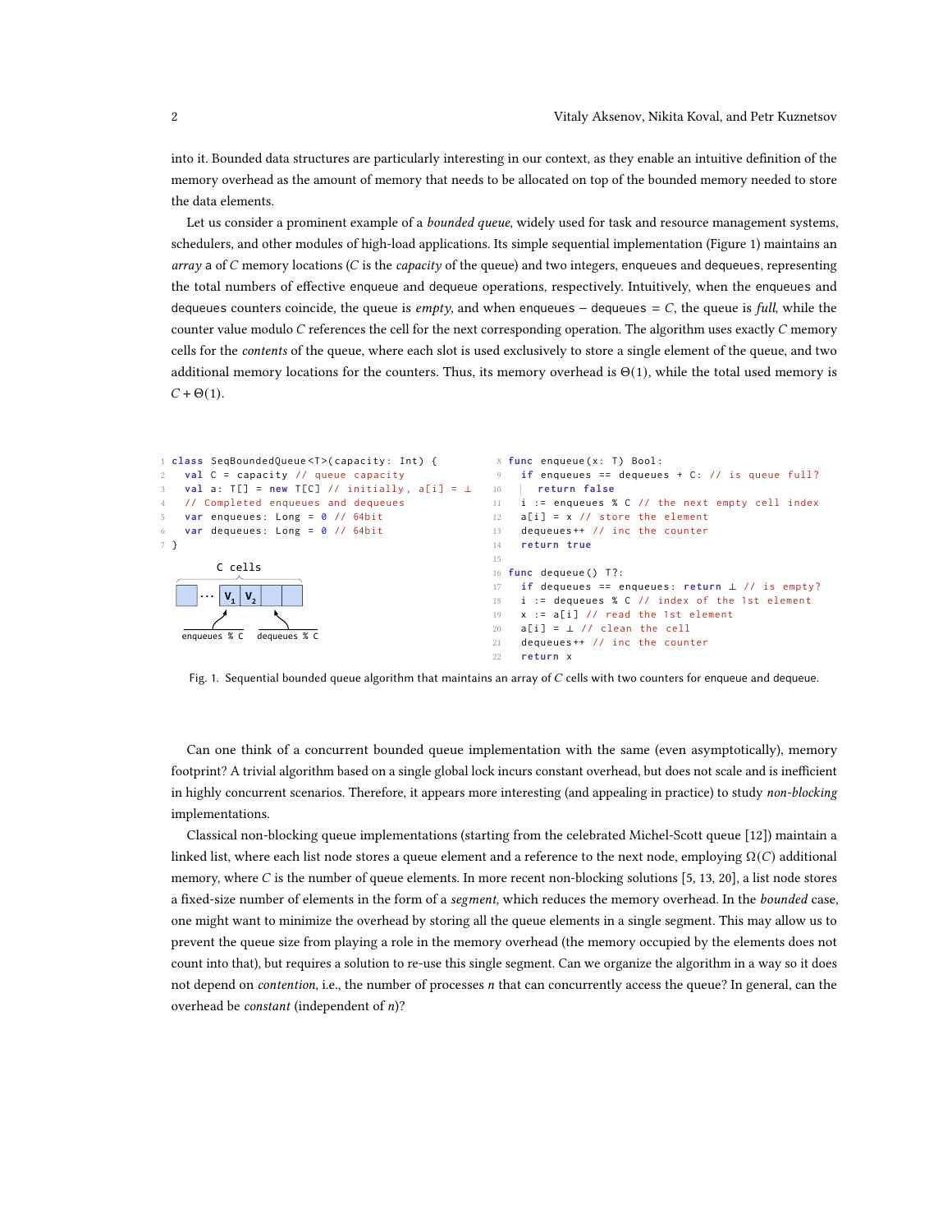into it. Bounded data structures are particularly interesting in our context, as they enable an intuitive definition of the memory overhead as the amount of memory that needs to be allocated on top of the bounded memory needed to store the data elements.

Let us consider a prominent example of a *bounded queue*, widely used for task and resource management systems, schedulers, and other modules of high-load applications. Its simple sequential implementation (Figure 1) maintains an *array* a of $C$ memory locations ($C$ is the *capacity* of the queue) and two integers, enqueues and dequeues, representing the total numbers of effective enqueue and dequeue operations, respectively. Intuitively, when the enqueues and dequeues counters coincide, the queue is *empty*, and when enqueues − dequeues $= C$, the queue is *full*, while the counter value modulo $C$ references the cell for the next corresponding operation. The algorithm uses exactly $C$ memory cells for the *contents* of the queue, where each slot is used exclusively to store a single element of the queue, and two additional memory locations for the counters. Thus, its memory overhead is $\Theta(1)$, while the total used memory is $C + \Theta(1)$.

```
1 class SeqBoundedQueue<T>(capacity: Int) {
2   val C = capacity // queue capacity
3   val a: T[] = new T[C] // initially, a[i] = ⊥
4   // Completed enqueues and dequeues
5   var enqueues: Long = 0 // 64bit
6   var dequeues: Long = 0 // 64bit
7 }
```

C cells

[ ] ... [V1][V2][ ][ ]

enqueues % C    dequeues % C

```
8  func enqueue(x: T) Bool:
9    if enqueues == dequeues + C: // is queue full?
10     return false
11   i := enqueues % C // the next empty cell index
12   a[i] = x // store the element
13   dequeues++ // inc the counter
14   return true
15
16 func dequeue() T?:
17   if dequeues == enqueues: return ⊥ // is empty?
18   i := dequeues % C // index of the 1st element
19   x := a[i] // read the 1st element
20   a[i] = ⊥ // clean the cell
21   dequeues++ // inc the counter
22   return x
```

Fig. 1. Sequential bounded queue algorithm that maintains an array of $C$ cells with two counters for enqueue and dequeue.

Can one think of a concurrent bounded queue implementation with the same (even asymptotically), memory footprint? A trivial algorithm based on a single global lock incurs constant overhead, but does not scale and is inefficient in highly concurrent scenarios. Therefore, it appears more interesting (and appealing in practice) to study *non-blocking* implementations.

Classical non-blocking queue implementations (starting from the celebrated Michel-Scott queue [12]) maintain a linked list, where each list node stores a queue element and a reference to the next node, employing $\Omega(C)$ additional memory, where $C$ is the number of queue elements. In more recent non-blocking solutions [5, 13, 20], a list node stores a fixed-size number of elements in the form of a *segment*, which reduces the memory overhead. In the *bounded* case, one might want to minimize the overhead by storing all the queue elements in a single segment. This may allow us to prevent the queue size from playing a role in the memory overhead (the memory occupied by the elements does not count into that), but requires a solution to re-use this single segment. Can we organize the algorithm in a way so it does not depend on *contention*, i.e., the number of processes $n$ that can concurrently access the queue? In general, can the overhead be *constant* (independent of $n$)?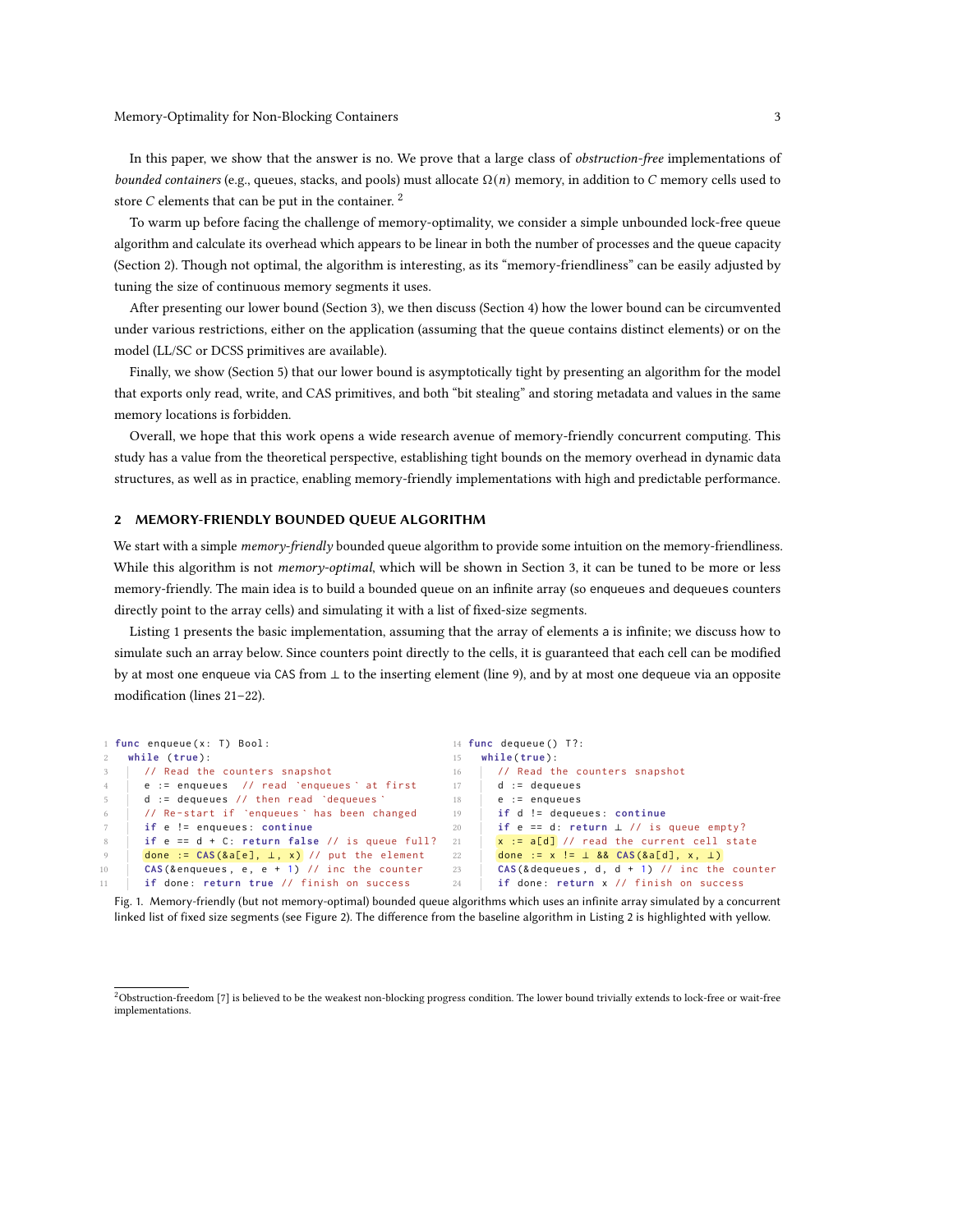In this paper, we show that the answer is no. We prove that a large class of *obstruction-free* implementations of *bounded containers* (e.g., queues, stacks, and pools) must allocate $\Omega(n)$ memory, in addition to $C$ memory cells used to store $C$ elements that can be put in the container. [2]

To warm up before facing the challenge of memory-optimality, we consider a simple unbounded lock-free queue algorithm and calculate its overhead which appears to be linear in both the number of processes and the queue capacity (Section 2). Though not optimal, the algorithm is interesting, as its "memory-friendliness" can be easily adjusted by tuning the size of continuous memory segments it uses.

After presenting our lower bound (Section 3), we then discuss (Section 4) how the lower bound can be circumvented under various restrictions, either on the application (assuming that the queue contains distinct elements) or on the model (LL/SC or DCSS primitives are available).

Finally, we show (Section 5) that our lower bound is asymptotically tight by presenting an algorithm for the model that exports only read, write, and CAS primitives, and both "bit stealing" and storing metadata and values in the same memory locations is forbidden.

Overall, we hope that this work opens a wide research avenue of memory-friendly concurrent computing. This study has a value from the theoretical perspective, establishing tight bounds on the memory overhead in dynamic data structures, as well as in practice, enabling memory-friendly implementations with high and predictable performance.

## 2 MEMORY-FRIENDLY BOUNDED QUEUE ALGORITHM

We start with a simple *memory-friendly* bounded queue algorithm to provide some intuition on the memory-friendliness. While this algorithm is not *memory-optimal*, which will be shown in Section 3, it can be tuned to be more or less memory-friendly. The main idea is to build a bounded queue on an infinite array (so enqueues and dequeues counters directly point to the array cells) and simulating it with a list of fixed-size segments.

Listing 1 presents the basic implementation, assuming that the array of elements a is infinite; we discuss how to simulate such an array below. Since counters point directly to the cells, it is guaranteed that each cell can be modified by at most one enqueue via CAS from ⊥ to the inserting element (line 9), and by at most one dequeue via an opposite modification (lines 21–22).

```
1  func enqueue(x: T) Bool:
2    while (true):
3      // Read the counters snapshot
4      e := enqueues  // read `enqueues` at first
5      d := dequeues // then read `dequeues`
6      // Re-start if `enqueues` has been changed
7      if e != enqueues: continue
8      if e == d + C: return false // is queue full?
9      done := CAS(&a[e], ⊥, x) // put the element
10     CAS(&enqueues, e, e + 1) // inc the counter
11     if done: return true // finish on success

14 func dequeue() T?:
15   while(true):
16     // Read the counters snapshot
17     d := dequeues
18     e := enqueues
19     if d != dequeues: continue
20     if e == d: return ⊥ // is queue empty?
21     x := a[d] // read the current cell state
22     done := x != ⊥ && CAS(&a[d], x, ⊥)
23     CAS(&dequeues, d, d + 1) // inc the counter
24     if done: return x // finish on success
```

Fig. 1. Memory-friendly (but not memory-optimal) bounded queue algorithms which uses an infinite array simulated by a concurrent linked list of fixed size segments (see Figure 2). The difference from the baseline algorithm in Listing 2 is highlighted with yellow.

[2] Obstruction-freedom [7] is believed to be the weakest non-blocking progress condition. The lower bound trivially extends to lock-free or wait-free implementations.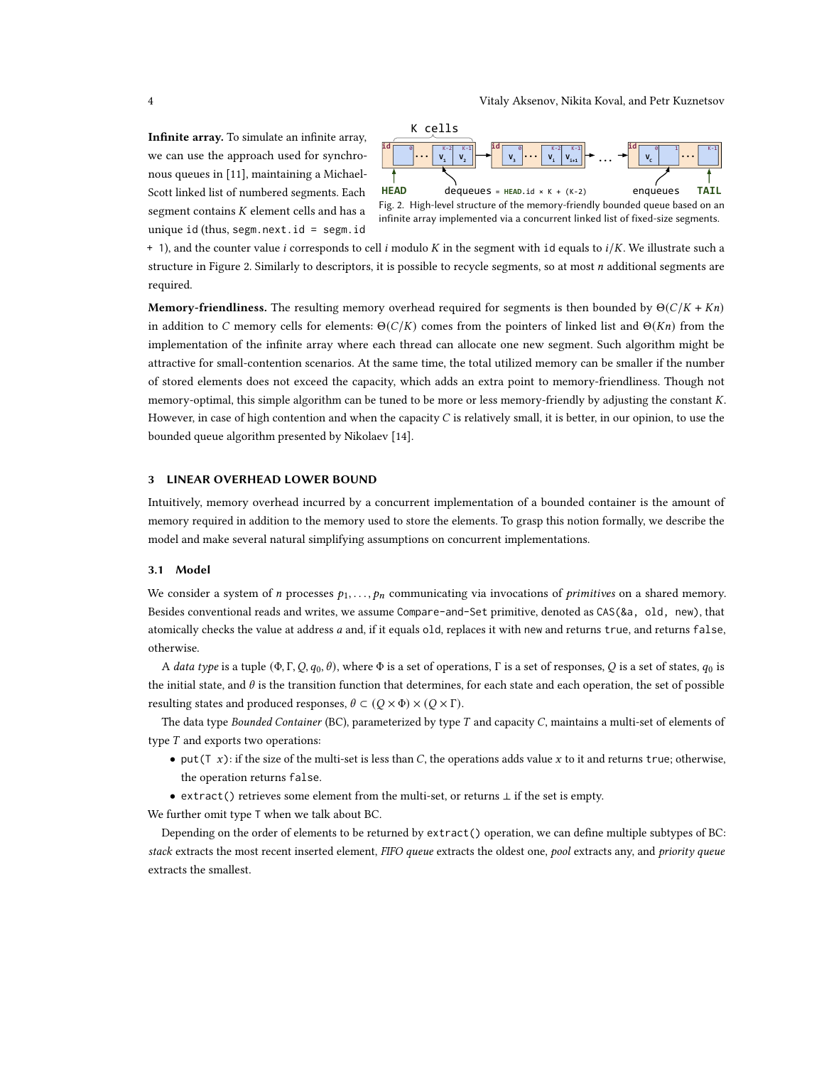**Infinite array.** To simulate an infinite array, we can use the approach used for synchronous queues in [11], maintaining a Michael-Scott linked list of numbered segments. Each segment contains $K$ element cells and has a unique id (thus, `segm.next.id = segm.id + 1`), and the counter value $i$ corresponds to cell $i$ modulo $K$ in the segment with id equals to $i/K$. We illustrate such a structure in Figure 2. Similarly to descriptors, it is possible to recycle segments, so at most $n$ additional segments are required.

Fig. 2. High-level structure of the memory-friendly bounded queue based on an infinite array implemented via a concurrent linked list of fixed-size segments.

**Memory-friendliness.** The resulting memory overhead required for segments is then bounded by $\Theta(C/K + Kn)$ in addition to $C$ memory cells for elements: $\Theta(C/K)$ comes from the pointers of linked list and $\Theta(Kn)$ from the implementation of the infinite array where each thread can allocate one new segment. Such algorithm might be attractive for small-contention scenarios. At the same time, the total utilized memory can be smaller if the number of stored elements does not exceed the capacity, which adds an extra point to memory-friendliness. Though not memory-optimal, this simple algorithm can be tuned to be more or less memory-friendly by adjusting the constant $K$. However, in case of high contention and when the capacity $C$ is relatively small, it is better, in our opinion, to use the bounded queue algorithm presented by Nikolaev [14].

## 3 LINEAR OVERHEAD LOWER BOUND

Intuitively, memory overhead incurred by a concurrent implementation of a bounded container is the amount of memory required in addition to the memory used to store the elements. To grasp this notion formally, we describe the model and make several natural simplifying assumptions on concurrent implementations.

### 3.1 Model

We consider a system of $n$ processes $p_1, \ldots, p_n$ communicating via invocations of *primitives* on a shared memory. Besides conventional reads and writes, we assume `Compare-and-Set` primitive, denoted as `CAS(&a, old, new)`, that atomically checks the value at address $a$ and, if it equals `old`, replaces it with `new` and returns `true`, and returns `false`, otherwise.

A *data type* is a tuple $(\Phi, \Gamma, Q, q_0, \theta)$, where $\Phi$ is a set of operations, $\Gamma$ is a set of responses, $Q$ is a set of states, $q_0$ is the initial state, and $\theta$ is the transition function that determines, for each state and each operation, the set of possible resulting states and produced responses, $\theta \subset (Q \times \Phi) \times (Q \times \Gamma)$.

The data type *Bounded Container* (BC), parameterized by type $T$ and capacity $C$, maintains a multi-set of elements of type $T$ and exports two operations:

- `put(T x)`: if the size of the multi-set is less than $C$, the operations adds value $x$ to it and returns `true`; otherwise, the operation returns `false`.
- `extract()` retrieves some element from the multi-set, or returns $\perp$ if the set is empty.

We further omit type `T` when we talk about BC.

Depending on the order of elements to be returned by `extract()` operation, we can define multiple subtypes of BC: *stack* extracts the most recent inserted element, *FIFO queue* extracts the oldest one, *pool* extracts any, and *priority queue* extracts the smallest.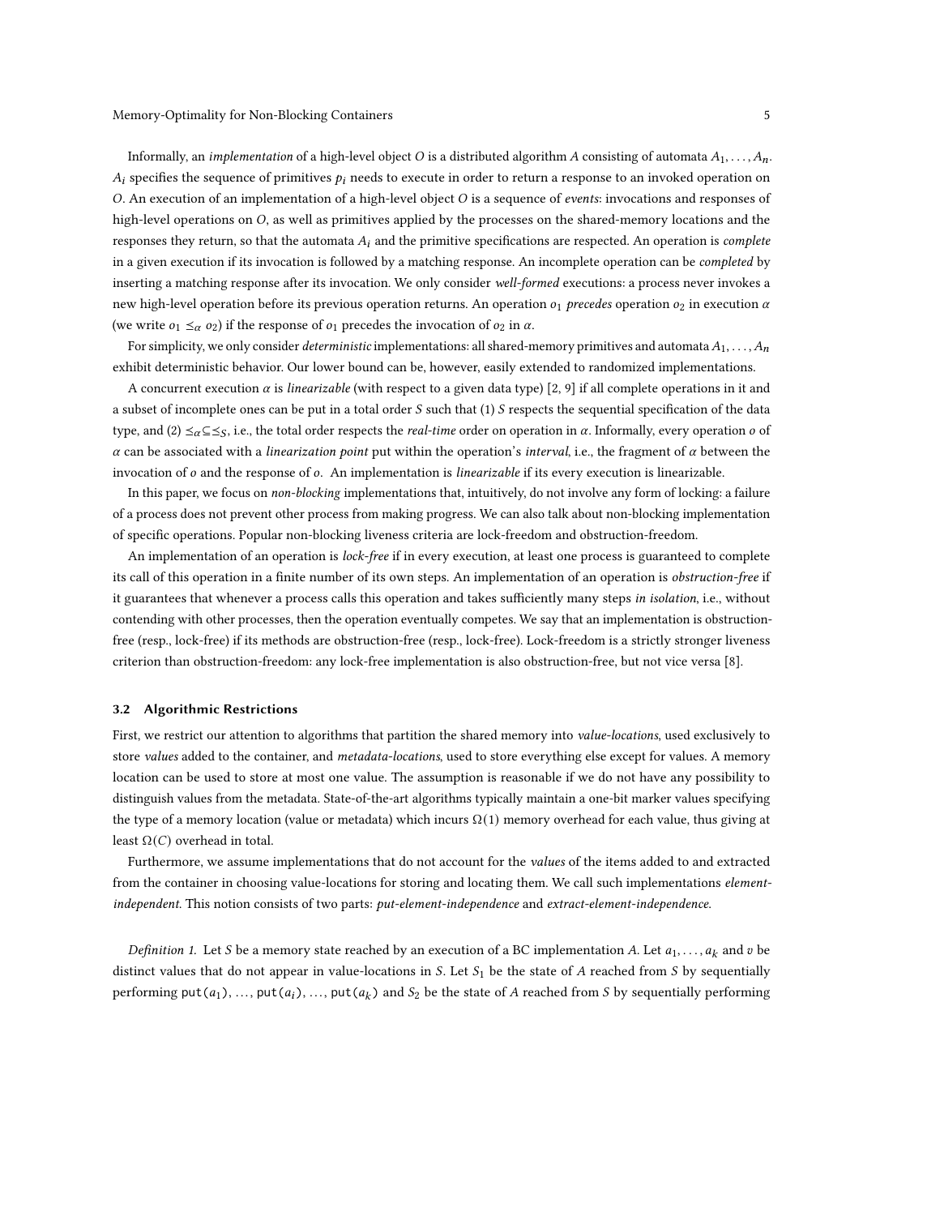Informally, an *implementation* of a high-level object $O$ is a distributed algorithm $A$ consisting of automata $A_1, \ldots, A_n$. $A_i$ specifies the sequence of primitives $p_i$ needs to execute in order to return a response to an invoked operation on $O$. An execution of an implementation of a high-level object $O$ is a sequence of *events*: invocations and responses of high-level operations on $O$, as well as primitives applied by the processes on the shared-memory locations and the responses they return, so that the automata $A_i$ and the primitive specifications are respected. An operation is *complete* in a given execution if its invocation is followed by a matching response. An incomplete operation can be *completed* by inserting a matching response after its invocation. We only consider *well-formed* executions: a process never invokes a new high-level operation before its previous operation returns. An operation $o_1$ *precedes* operation $o_2$ in execution $\alpha$ (we write $o_1 \leq_\alpha o_2$) if the response of $o_1$ precedes the invocation of $o_2$ in $\alpha$.

For simplicity, we only consider *deterministic* implementations: all shared-memory primitives and automata $A_1, \ldots, A_n$ exhibit deterministic behavior. Our lower bound can be, however, easily extended to randomized implementations.

A concurrent execution $\alpha$ is *linearizable* (with respect to a given data type) [2, 9] if all complete operations in it and a subset of incomplete ones can be put in a total order $S$ such that (1) $S$ respects the sequential specification of the data type, and (2) $\leq_\alpha \subseteq \leq_S$, i.e., the total order respects the *real-time* order on operation in $\alpha$. Informally, every operation $o$ of $\alpha$ can be associated with a *linearization point* put within the operation's *interval*, i.e., the fragment of $\alpha$ between the invocation of $o$ and the response of $o$. An implementation is *linearizable* if its every execution is linearizable.

In this paper, we focus on *non-blocking* implementations that, intuitively, do not involve any form of locking: a failure of a process does not prevent other process from making progress. We can also talk about non-blocking implementation of specific operations. Popular non-blocking liveness criteria are lock-freedom and obstruction-freedom.

An implementation of an operation is *lock-free* if in every execution, at least one process is guaranteed to complete its call of this operation in a finite number of its own steps. An implementation of an operation is *obstruction-free* if it guarantees that whenever a process calls this operation and takes sufficiently many steps *in isolation*, i.e., without contending with other processes, then the operation eventually competes. We say that an implementation is obstruction-free (resp., lock-free) if its methods are obstruction-free (resp., lock-free). Lock-freedom is a strictly stronger liveness criterion than obstruction-freedom: any lock-free implementation is also obstruction-free, but not vice versa [8].

### 3.2 Algorithmic Restrictions

First, we restrict our attention to algorithms that partition the shared memory into *value-locations*, used exclusively to store *values* added to the container, and *metadata-locations*, used to store everything else except for values. A memory location can be used to store at most one value. The assumption is reasonable if we do not have any possibility to distinguish values from the metadata. State-of-the-art algorithms typically maintain a one-bit marker values specifying the type of a memory location (value or metadata) which incurs $\Omega(1)$ memory overhead for each value, thus giving at least $\Omega(C)$ overhead in total.

Furthermore, we assume implementations that do not account for the *values* of the items added to and extracted from the container in choosing value-locations for storing and locating them. We call such implementations *element-independent*. This notion consists of two parts: *put-element-independence* and *extract-element-independence*.

*Definition 1.* Let $S$ be a memory state reached by an execution of a BC implementation $A$. Let $a_1, \ldots, a_k$ and $v$ be distinct values that do not appear in value-locations in $S$. Let $S_1$ be the state of $A$ reached from $S$ by sequentially performing $\mathtt{put}(a_1)$, ..., $\mathtt{put}(a_i)$, ..., $\mathtt{put}(a_k)$ and $S_2$ be the state of $A$ reached from $S$ by sequentially performing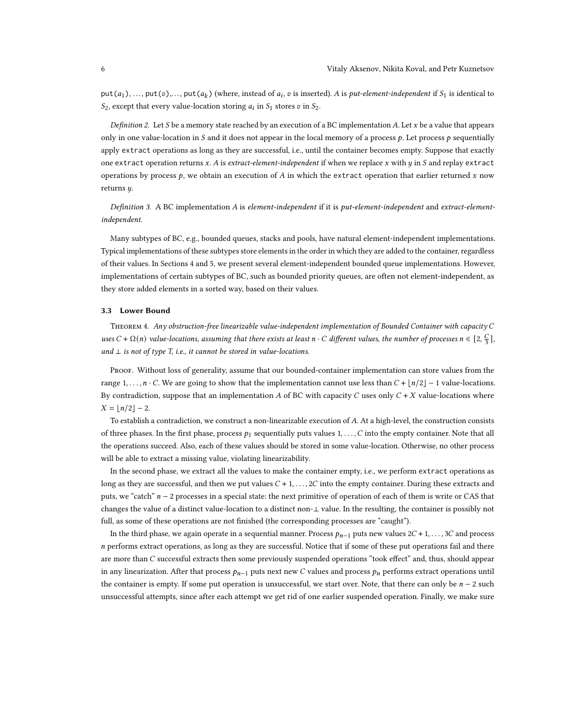put($a_1$), ..., put($v$),..., put($a_k$) (where, instead of $a_i$, $v$ is inserted). $A$ is *put-element-independent* if $S_1$ is identical to $S_2$, except that every value-location storing $a_i$ in $S_1$ stores $v$ in $S_2$.

*Definition 2.* Let $S$ be a memory state reached by an execution of a BC implementation $A$. Let $x$ be a value that appears only in one value-location in $S$ and it does not appear in the local memory of a process $p$. Let process $p$ sequentially apply extract operations as long as they are successful, i.e., until the container becomes empty. Suppose that exactly one extract operation returns $x$. $A$ is *extract-element-independent* if when we replace $x$ with $y$ in $S$ and replay extract operations by process $p$, we obtain an execution of $A$ in which the extract operation that earlier returned $x$ now returns $y$.

*Definition 3.* A BC implementation $A$ is *element-independent* if it is *put-element-independent* and *extract-element-independent.*

Many subtypes of BC, e.g., bounded queues, stacks and pools, have natural element-independent implementations. Typical implementations of these subtypes store elements in the order in which they are added to the container, regardless of their values. In Sections 4 and 5, we present several element-independent bounded queue implementations. However, implementations of certain subtypes of BC, such as bounded priority queues, are often not element-independent, as they store added elements in a sorted way, based on their values.

### 3.3 Lower Bound

Theorem 4. *Any obstruction-free linearizable value-independent implementation of Bounded Container with capacity $C$ uses $C + \Omega(n)$ value-locations, assuming that there exists at least $n \cdot C$ different values, the number of processes $n \in [2, \frac{C}{3}]$, and $\bot$ is not of type $T$, i.e., it cannot be stored in value-locations.*

Proof. Without loss of generality, assume that our bounded-container implementation can store values from the range $1, \ldots, n \cdot C$. We are going to show that the implementation cannot use less than $C + \lfloor n/2 \rfloor - 1$ value-locations. By contradiction, suppose that an implementation $A$ of BC with capacity $C$ uses only $C + X$ value-locations where $X = \lfloor n/2 \rfloor - 2$.

To establish a contradiction, we construct a non-linearizable execution of $A$. At a high-level, the construction consists of three phases. In the first phase, process $p_1$ sequentially puts values $1, \ldots, C$ into the empty container. Note that all the operations succeed. Also, each of these values should be stored in some value-location. Otherwise, no other process will be able to extract a missing value, violating linearizability.

In the second phase, we extract all the values to make the container empty, i.e., we perform extract operations as long as they are successful, and then we put values $C + 1, \ldots, 2C$ into the empty container. During these extracts and puts, we "catch" $n - 2$ processes in a special state: the next primitive of operation of each of them is write or CAS that changes the value of a distinct value-location to a distinct non-$\bot$ value. In the resulting, the container is possibly not full, as some of these operations are not finished (the corresponding processes are "caught").

In the third phase, we again operate in a sequential manner. Process $p_{n-1}$ puts new values $2C + 1, \ldots, 3C$ and process $n$ performs extract operations, as long as they are successful. Notice that if some of these put operations fail and there are more than $C$ successful extracts then some previously suspended operations "took effect" and, thus, should appear in any linearization. After that process $p_{n-1}$ puts next new $C$ values and process $p_n$ performs extract operations until the container is empty. If some put operation is unsuccessful, we start over. Note, that there can only be $n - 2$ such unsuccessful attempts, since after each attempt we get rid of one earlier suspended operation. Finally, we make sure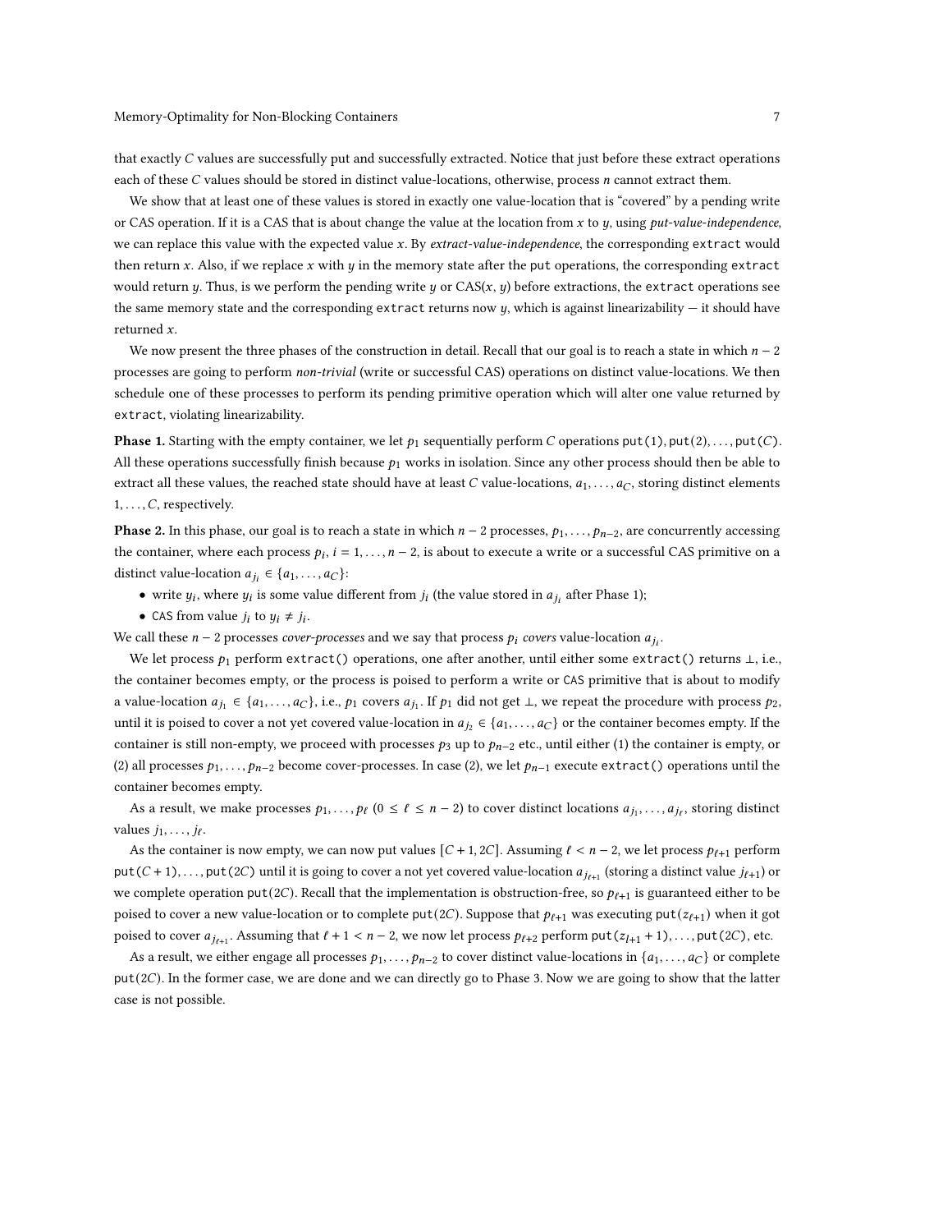that exactly $C$ values are successfully put and successfully extracted. Notice that just before these extract operations each of these $C$ values should be stored in distinct value-locations, otherwise, process $n$ cannot extract them.

We show that at least one of these values is stored in exactly one value-location that is "covered" by a pending write or CAS operation. If it is a CAS that is about change the value at the location from $x$ to $y$, using *put-value-independence*, we can replace this value with the expected value $x$. By *extract-value-independence*, the corresponding `extract` would then return $x$. Also, if we replace $x$ with $y$ in the memory state after the `put` operations, the corresponding `extract` would return $y$. Thus, is we perform the pending write $y$ or CAS$(x, y)$ before extractions, the `extract` operations see the same memory state and the corresponding `extract` returns now $y$, which is against linearizability — it should have returned $x$.

We now present the three phases of the construction in detail. Recall that our goal is to reach a state in which $n-2$ processes are going to perform *non-trivial* (write or successful CAS) operations on distinct value-locations. We then schedule one of these processes to perform its pending primitive operation which will alter one value returned by `extract`, violating linearizability.

**Phase 1.** Starting with the empty container, we let $p_1$ sequentially perform $C$ operations `put(1)`, `put(2)`, $\ldots$, `put(C)`. All these operations successfully finish because $p_1$ works in isolation. Since any other process should then be able to extract all these values, the reached state should have at least $C$ value-locations, $a_1, \ldots, a_C$, storing distinct elements $1, \ldots, C$, respectively.

**Phase 2.** In this phase, our goal is to reach a state in which $n-2$ processes, $p_1, \ldots, p_{n-2}$, are concurrently accessing the container, where each process $p_i$, $i = 1, \ldots, n-2$, is about to execute a write or a successful CAS primitive on a distinct value-location $a_{j_i} \in \{a_1, \ldots, a_C\}$:

- write $y_i$, where $y_i$ is some value different from $j_i$ (the value stored in $a_{j_i}$ after Phase 1);
- CAS from value $j_i$ to $y_i \neq j_i$.

We call these $n-2$ processes *cover-processes* and we say that process $p_i$ *covers* value-location $a_{j_i}$.

We let process $p_1$ perform `extract()` operations, one after another, until either some `extract()` returns $\perp$, i.e., the container becomes empty, or the process is poised to perform a write or CAS primitive that is about to modify a value-location $a_{j_1} \in \{a_1, \ldots, a_C\}$, i.e., $p_1$ covers $a_{j_1}$. If $p_1$ did not get $\perp$, we repeat the procedure with process $p_2$, until it is poised to cover a not yet covered value-location in $a_{j_2} \in \{a_1, \ldots, a_C\}$ or the container becomes empty. If the container is still non-empty, we proceed with processes $p_3$ up to $p_{n-2}$ etc., until either (1) the container is empty, or (2) all processes $p_1, \ldots, p_{n-2}$ become cover-processes. In case (2), we let $p_{n-1}$ execute `extract()` operations until the container becomes empty.

As a result, we make processes $p_1, \ldots, p_\ell$ ($0 \leq \ell \leq n-2$) to cover distinct locations $a_{j_1}, \ldots, a_{j_\ell}$, storing distinct values $j_1, \ldots, j_\ell$.

As the container is now empty, we can now put values $[C+1, 2C]$. Assuming $\ell < n-2$, we let process $p_{\ell+1}$ perform `put(C+1)`, $\ldots$, `put(2C)` until it is going to cover a not yet covered value-location $a_{j_{\ell+1}}$ (storing a distinct value $j_{\ell+1}$) or we complete operation `put(2C)`. Recall that the implementation is obstruction-free, so $p_{\ell+1}$ is guaranteed either to be poised to cover a new value-location or to complete `put(2C)`. Suppose that $p_{\ell+1}$ was executing `put(`$z_{\ell+1}$`)` when it got poised to cover $a_{j_{\ell+1}}$. Assuming that $\ell + 1 < n-2$, we now let process $p_{\ell+2}$ perform `put(`$z_{l+1}+1$`)`, $\ldots$, `put(2C)`, etc.

As a result, we either engage all processes $p_1, \ldots, p_{n-2}$ to cover distinct value-locations in $\{a_1, \ldots, a_C\}$ or complete `put(2C)`. In the former case, we are done and we can directly go to Phase 3. Now we are going to show that the latter case is not possible.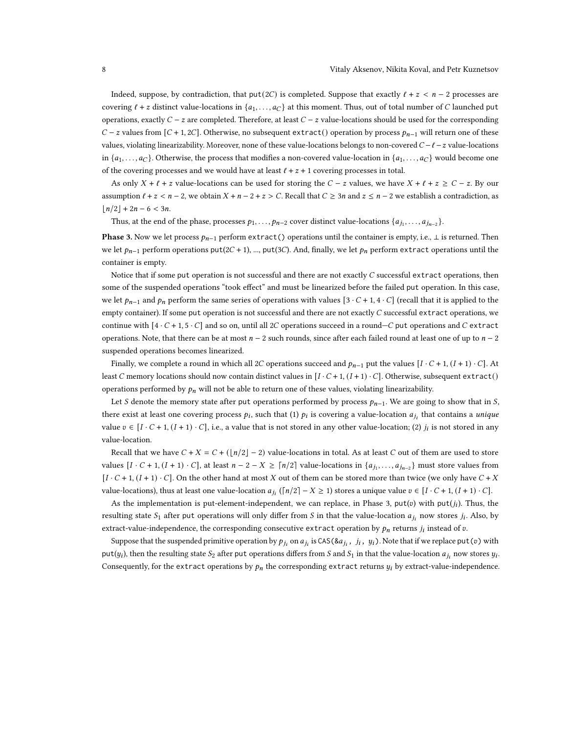Indeed, suppose, by contradiction, that put($2C$) is completed. Suppose that exactly $\ell + z < n - 2$ processes are covering $\ell + z$ distinct value-locations in $\{a_1, \ldots, a_C\}$ at this moment. Thus, out of total number of $C$ launched put operations, exactly $C - z$ are completed. Therefore, at least $C - z$ value-locations should be used for the corresponding $C - z$ values from $[C + 1, 2C]$. Otherwise, no subsequent extract() operation by process $p_{n-1}$ will return one of these values, violating linearizability. Moreover, none of these value-locations belongs to non-covered $C - \ell - z$ value-locations in $\{a_1, \ldots, a_C\}$. Otherwise, the process that modifies a non-covered value-location in $\{a_1, \ldots, a_C\}$ would become one of the covering processes and we would have at least $\ell + z + 1$ covering processes in total.

As only $X + \ell + z$ value-locations can be used for storing the $C - z$ values, we have $X + \ell + z \geq C - z$. By our assumption $\ell + z < n - 2$, we obtain $X + n - 2 + z > C$. Recall that $C \geq 3n$ and $z \leq n - 2$ we establish a contradiction, as $\lfloor n/2 \rfloor + 2n - 6 < 3n$.

Thus, at the end of the phase, processes $p_1, \ldots, p_{n-2}$ cover distinct value-locations $\{a_{j_1}, \ldots, a_{j_{n-2}}\}$.

**Phase 3.** Now we let process $p_{n-1}$ perform extract() operations until the container is empty, i.e., $\perp$ is returned. Then we let $p_{n-1}$ perform operations put($2C + 1$), ..., put($3C$). And, finally, we let $p_n$ perform extract operations until the container is empty.

Notice that if some put operation is not successful and there are not exactly $C$ successful extract operations, then some of the suspended operations "took effect" and must be linearized before the failed put operation. In this case, we let $p_{n-1}$ and $p_n$ perform the same series of operations with values $[3 \cdot C + 1, 4 \cdot C]$ (recall that it is applied to the empty container). If some put operation is not successful and there are not exactly $C$ successful extract operations, we continue with $[4 \cdot C + 1, 5 \cdot C]$ and so on, until all $2C$ operations succeed in a round—$C$ put operations and $C$ extract operations. Note, that there can be at most $n - 2$ such rounds, since after each failed round at least one of up to $n - 2$ suspended operations becomes linearized.

Finally, we complete a round in which all $2C$ operations succeed and $p_{n-1}$ put the values $[I \cdot C + 1, (I + 1) \cdot C]$. At least $C$ memory locations should now contain distinct values in $[I \cdot C + 1, (I + 1) \cdot C]$. Otherwise, subsequent extract() operations performed by $p_n$ will not be able to return one of these values, violating linearizability.

Let $S$ denote the memory state after put operations performed by process $p_{n-1}$. We are going to show that in $S$, there exist at least one covering process $p_i$, such that (1) $p_i$ is covering a value-location $a_{j_i}$ that contains a *unique* value $v \in [I \cdot C + 1, (I + 1) \cdot C]$, i.e., a value that is not stored in any other value-location; (2) $j_i$ is not stored in any value-location.

Recall that we have $C + X = C + (\lfloor n/2 \rfloor - 2)$ value-locations in total. As at least $C$ out of them are used to store values $[I \cdot C + 1, (I + 1) \cdot C]$, at least $n - 2 - X \geq \lceil n/2 \rceil$ value-locations in $\{a_{j_1}, \ldots, a_{j_{n-2}}\}$ must store values from $[I \cdot C + 1, (I + 1) \cdot C]$. On the other hand at most $X$ out of them can be stored more than twice (we only have $C + X$ value-locations), thus at least one value-location $a_{j_i}$ ($\lceil n/2 \rceil - X \geq 1$) stores a unique value $v \in [I \cdot C + 1, (I + 1) \cdot C]$.

As the implementation is put-element-independent, we can replace, in Phase 3, put($v$) with put($j_i$). Thus, the resulting state $S_1$ after put operations will only differ from $S$ in that the value-location $a_{j_i}$ now stores $j_i$. Also, by extract-value-independence, the corresponding consecutive extract operation by $p_n$ returns $j_i$ instead of $v$.

Suppose that the suspended primitive operation by $p_{j_i}$ on $a_{j_i}$ is CAS(&$a_{j_i}$, $j_i$, $y_i$). Note that if we replace put($v$) with put($y_i$), then the resulting state $S_2$ after put operations differs from $S$ and $S_1$ in that the value-location $a_{j_i}$ now stores $y_i$. Consequently, for the extract operations by $p_n$ the corresponding extract returns $y_i$ by extract-value-independence.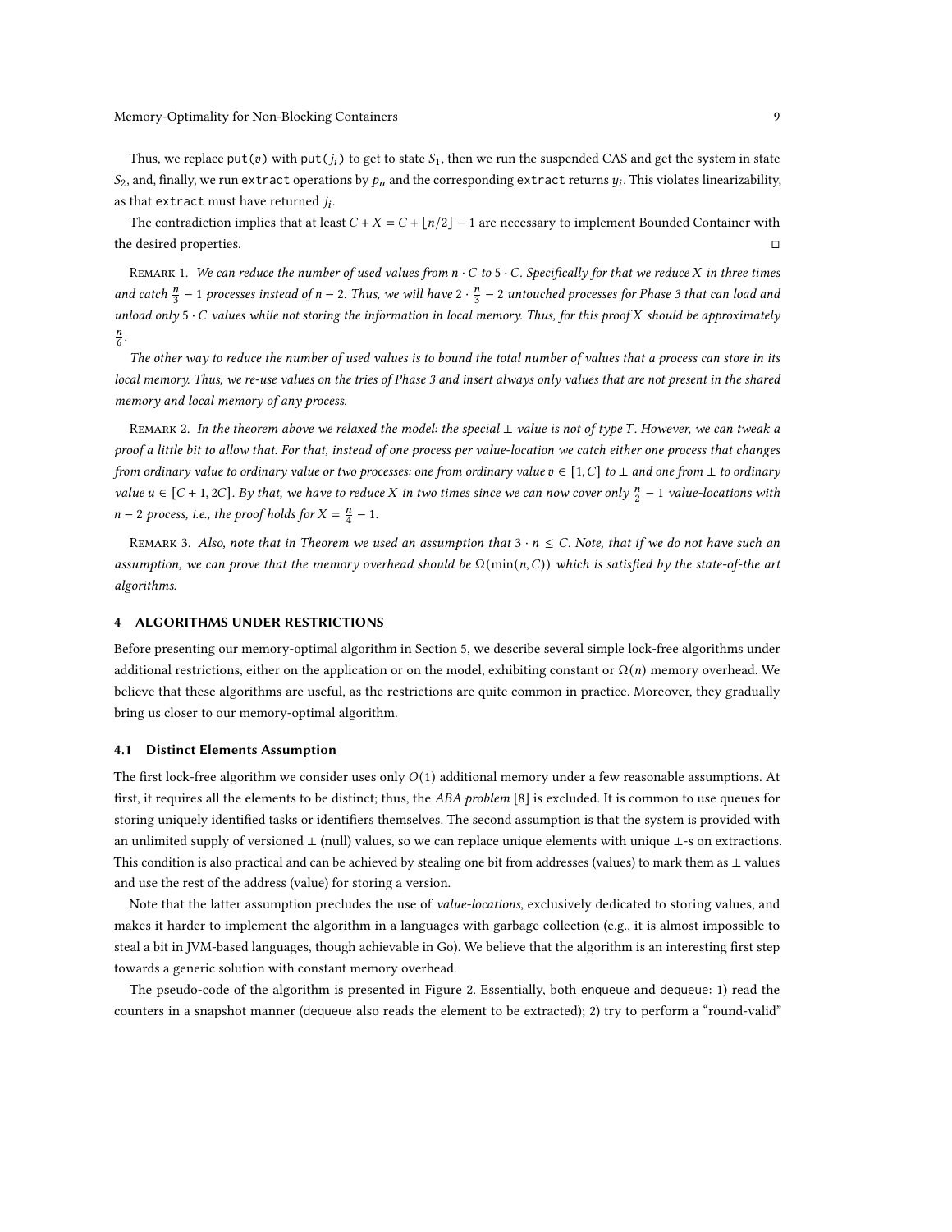Thus, we replace `put(`$v$`)` with `put(`$j_i$`)` to get to state $S_1$, then we run the suspended CAS and get the system in state $S_2$, and, finally, we run `extract` operations by $p_n$ and the corresponding `extract` returns $y_i$. This violates linearizability, as that `extract` must have returned $j_i$.

The contradiction implies that at least $C + X = C + \lfloor n/2 \rfloor - 1$ are necessary to implement Bounded Container with the desired properties. □

Remark 1. *We can reduce the number of used values from $n \cdot C$ to $5 \cdot C$. Specifically for that we reduce $X$ in three times and catch $\frac{n}{3} - 1$ processes instead of $n - 2$. Thus, we will have $2 \cdot \frac{n}{3} - 2$ untouched processes for Phase 3 that can load and unload only $5 \cdot C$ values while not storing the information in local memory. Thus, for this proof $X$ should be approximately $\frac{n}{6}$.*

*The other way to reduce the number of used values is to bound the total number of values that a process can store in its local memory. Thus, we re-use values on the tries of Phase 3 and insert always only values that are not present in the shared memory and local memory of any process.*

Remark 2. *In the theorem above we relaxed the model: the special $\perp$ value is not of type $T$. However, we can tweak a proof a little bit to allow that. For that, instead of one process per value-location we catch either one process that changes from ordinary value to ordinary value or two processes: one from ordinary value $v \in [1, C]$ to $\perp$ and one from $\perp$ to ordinary value $u \in [C + 1, 2C]$. By that, we have to reduce $X$ in two times since we can now cover only $\frac{n}{2} - 1$ value-locations with $n - 2$ process, i.e., the proof holds for $X = \frac{n}{4} - 1$.*

Remark 3. *Also, note that in Theorem we used an assumption that $3 \cdot n \leq C$. Note, that if we do not have such an assumption, we can prove that the memory overhead should be $\Omega(\min(n, C))$ which is satisfied by the state-of-the art algorithms.*

## 4 ALGORITHMS UNDER RESTRICTIONS

Before presenting our memory-optimal algorithm in Section 5, we describe several simple lock-free algorithms under additional restrictions, either on the application or on the model, exhibiting constant or $\Omega(n)$ memory overhead. We believe that these algorithms are useful, as the restrictions are quite common in practice. Moreover, they gradually bring us closer to our memory-optimal algorithm.

### 4.1 Distinct Elements Assumption

The first lock-free algorithm we consider uses only $O(1)$ additional memory under a few reasonable assumptions. At first, it requires all the elements to be distinct; thus, the *ABA problem* [8] is excluded. It is common to use queues for storing uniquely identified tasks or identifiers themselves. The second assumption is that the system is provided with an unlimited supply of versioned $\perp$ (null) values, so we can replace unique elements with unique $\perp$-s on extractions. This condition is also practical and can be achieved by stealing one bit from addresses (values) to mark them as $\perp$ values and use the rest of the address (value) for storing a version.

Note that the latter assumption precludes the use of *value-locations*, exclusively dedicated to storing values, and makes it harder to implement the algorithm in a languages with garbage collection (e.g., it is almost impossible to steal a bit in JVM-based languages, though achievable in Go). We believe that the algorithm is an interesting first step towards a generic solution with constant memory overhead.

The pseudo-code of the algorithm is presented in Figure 2. Essentially, both `enqueue` and `dequeue`: 1) read the counters in a snapshot manner (`dequeue` also reads the element to be extracted); 2) try to perform a "round-valid"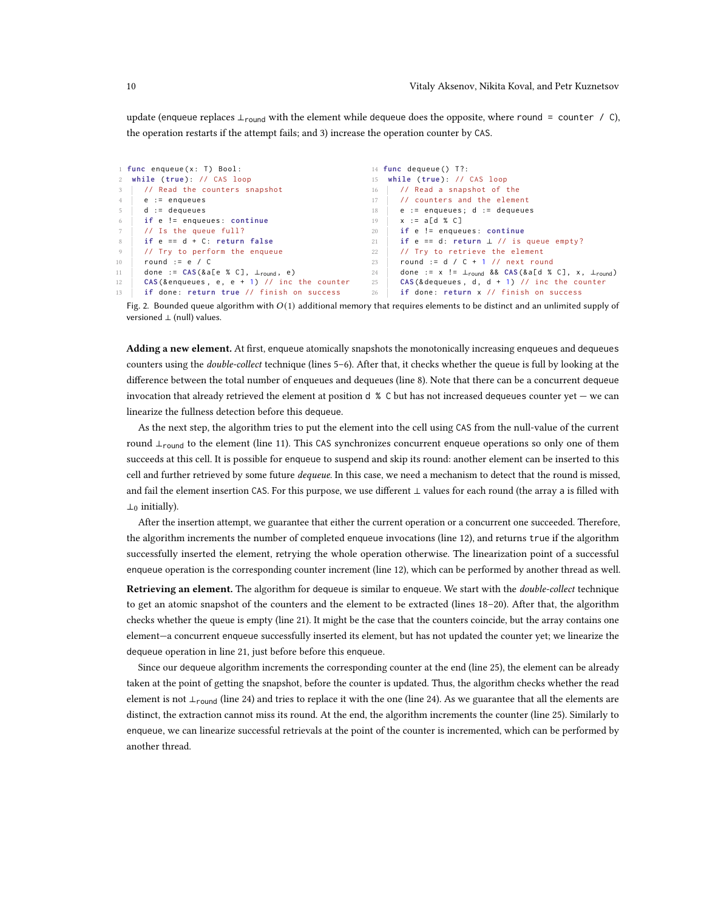update (enqueue replaces $\bot_{round}$ with the element while dequeue does the opposite, where round = counter / C), the operation restarts if the attempt fails; and 3) increase the operation counter by CAS.

```
1  func enqueue(x: T) Bool:
2   while (true): // CAS loop
3     // Read the counters snapshot
4     e := enqueues
5     d := dequeues
6     if e != enqueues: continue
7     // Is the queue full?
8     if e == d + C: return false
9     // Try to perform the enqueue
10    round := e / C
11    done := CAS(&a[e % C], ⊥round, e)
12    CAS(&enqueues, e, e + 1) // inc the counter
13    if done: return true // finish on success
```

```
14 func dequeue() T?:
15  while (true): // CAS loop
16    // Read a snapshot of the
17    // counters and the element
18    e := enqueues; d := dequeues
19    x := a[d % C]
20    if e != enqueues: continue
21    if e == d: return ⊥ // is queue empty?
22    // Try to retrieve the element
23    round := d / C + 1 // next round
24    done := x != ⊥round && CAS(&a[d % C], x, ⊥round)
25    CAS(&dequeues, d, d + 1) // inc the counter
26    if done: return x // finish on success
```

Fig. 2. Bounded queue algorithm with $O(1)$ additional memory that requires elements to be distinct and an unlimited supply of versioned $\bot$ (null) values.

**Adding a new element.** At first, enqueue atomically snapshots the monotonically increasing enqueues and dequeues counters using the *double-collect* technique (lines 5–6). After that, it checks whether the queue is full by looking at the difference between the total number of enqueues and dequeues (line 8). Note that there can be a concurrent dequeue invocation that already retrieved the element at position d % C but has not increased dequeues counter yet — we can linearize the fullness detection before this dequeue.

As the next step, the algorithm tries to put the element into the cell using CAS from the null-value of the current round $\bot_{round}$ to the element (line 11). This CAS synchronizes concurrent enqueue operations so only one of them succeeds at this cell. It is possible for enqueue to suspend and skip its round: another element can be inserted to this cell and further retrieved by some future *dequeue*. In this case, we need a mechanism to detect that the round is missed, and fail the element insertion CAS. For this purpose, we use different $\bot$ values for each round (the array a is filled with $\bot_0$ initially).

After the insertion attempt, we guarantee that either the current operation or a concurrent one succeeded. Therefore, the algorithm increments the number of completed enqueue invocations (line 12), and returns true if the algorithm successfully inserted the element, retrying the whole operation otherwise. The linearization point of a successful enqueue operation is the corresponding counter increment (line 12), which can be performed by another thread as well.

**Retrieving an element.** The algorithm for dequeue is similar to enqueue. We start with the *double-collect* technique to get an atomic snapshot of the counters and the element to be extracted (lines 18–20). After that, the algorithm checks whether the queue is empty (line 21). It might be the case that the counters coincide, but the array contains one element—a concurrent enqueue successfully inserted its element, but has not updated the counter yet; we linearize the dequeue operation in line 21, just before before this enqueue.

Since our dequeue algorithm increments the corresponding counter at the end (line 25), the element can be already taken at the point of getting the snapshot, before the counter is updated. Thus, the algorithm checks whether the read element is not $\bot_{round}$ (line 24) and tries to replace it with the one (line 24). As we guarantee that all the elements are distinct, the extraction cannot miss its round. At the end, the algorithm increments the counter (line 25). Similarly to enqueue, we can linearize successful retrievals at the point of the counter is incremented, which can be performed by another thread.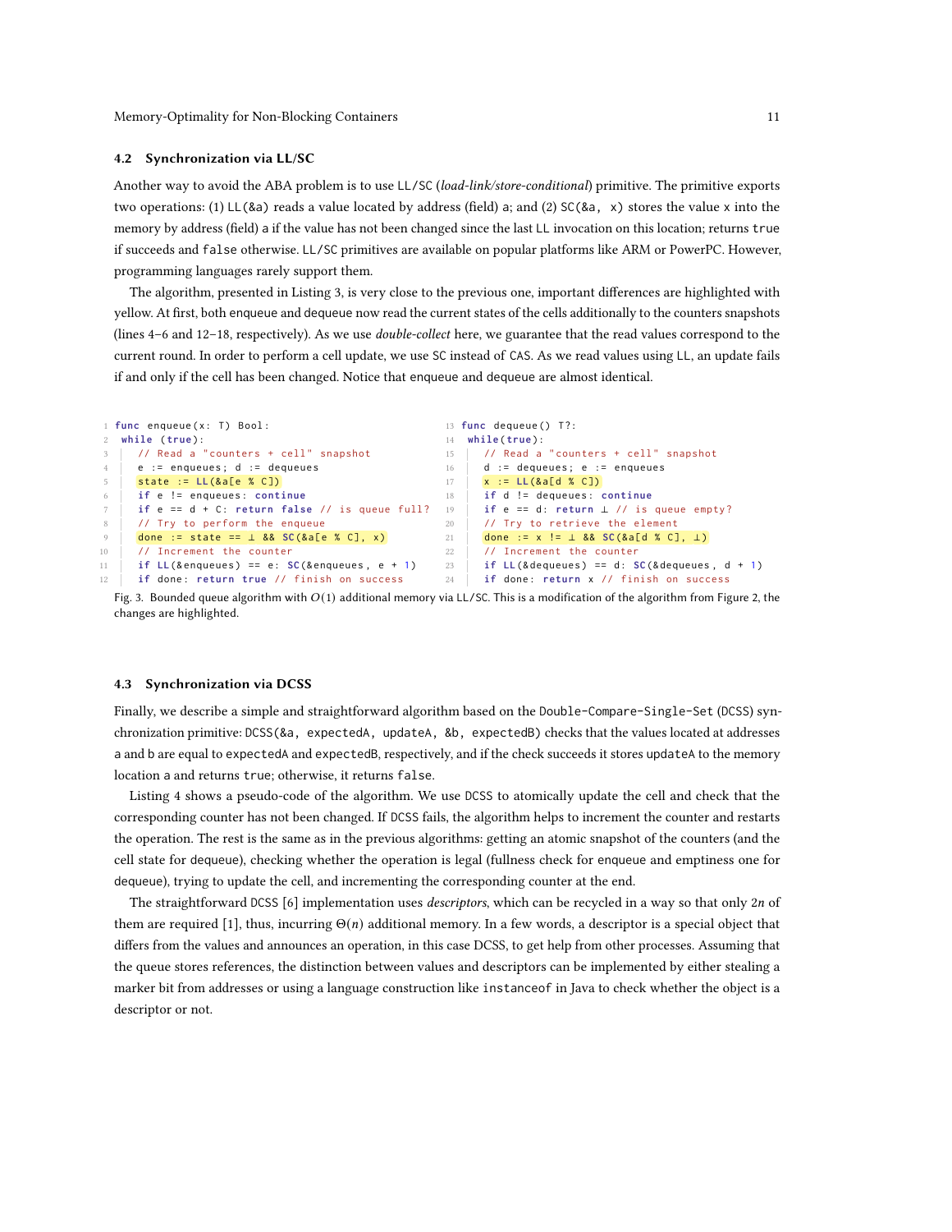### 4.2 Synchronization via LL/SC

Another way to avoid the ABA problem is to use LL/SC (*load-link/store-conditional*) primitive. The primitive exports two operations: (1) LL(&a) reads a value located by address (field) a; and (2) SC(&a, x) stores the value x into the memory by address (field) a if the value has not been changed since the last LL invocation on this location; returns true if succeeds and false otherwise. LL/SC primitives are available on popular platforms like ARM or PowerPC. However, programming languages rarely support them.

The algorithm, presented in Listing 3, is very close to the previous one, important differences are highlighted with yellow. At first, both enqueue and dequeue now read the current states of the cells additionally to the counters snapshots (lines 4–6 and 12–18, respectively). As we use *double-collect* here, we guarantee that the read values correspond to the current round. In order to perform a cell update, we use SC instead of CAS. As we read values using LL, an update fails if and only if the cell has been changed. Notice that enqueue and dequeue are almost identical.

```
1  func enqueue(x: T) Bool:
2   while (true):
3     // Read a "counters + cell" snapshot
4     e := enqueues; d := dequeues
5     state := LL(&a[e % C])
6     if e != enqueues: continue
7     if e == d + C: return false // is queue full?
8     // Try to perform the enqueue
9     done := state == ⊥ && SC(&a[e % C], x)
10    // Increment the counter
11    if LL(&enqueues) == e: SC(&enqueues, e + 1)
12    if done: return true // finish on success
```

```
13 func dequeue() T?:
14  while(true):
15    // Read a "counters + cell" snapshot
16    d := dequeues; e := enqueues
17    x := LL(&a[d % C])
18    if d != dequeues: continue
19    if e == d: return ⊥ // is queue empty?
20    // Try to retrieve the element
21    done := x != ⊥ && SC(&a[d % C], ⊥)
22    // Increment the counter
23    if LL(&dequeues) == d: SC(&dequeues, d + 1)
24    if done: return x // finish on success
```

Fig. 3. Bounded queue algorithm with $O(1)$ additional memory via LL/SC. This is a modification of the algorithm from Figure 2, the changes are highlighted.

### 4.3 Synchronization via DCSS

Finally, we describe a simple and straightforward algorithm based on the Double-Compare-Single-Set (DCSS) synchronization primitive: DCSS(&a, expectedA, updateA, &b, expectedB) checks that the values located at addresses a and b are equal to expectedA and expectedB, respectively, and if the check succeeds it stores updateA to the memory location a and returns true; otherwise, it returns false.

Listing 4 shows a pseudo-code of the algorithm. We use DCSS to atomically update the cell and check that the corresponding counter has not been changed. If DCSS fails, the algorithm helps to increment the counter and restarts the operation. The rest is the same as in the previous algorithms: getting an atomic snapshot of the counters (and the cell state for dequeue), checking whether the operation is legal (fullness check for enqueue and emptiness one for dequeue), trying to update the cell, and incrementing the corresponding counter at the end.

The straightforward DCSS [6] implementation uses *descriptors*, which can be recycled in a way so that only $2n$ of them are required [1], thus, incurring $\Theta(n)$ additional memory. In a few words, a descriptor is a special object that differs from the values and announces an operation, in this case DCSS, to get help from other processes. Assuming that the queue stores references, the distinction between values and descriptors can be implemented by either stealing a marker bit from addresses or using a language construction like instanceof in Java to check whether the object is a descriptor or not.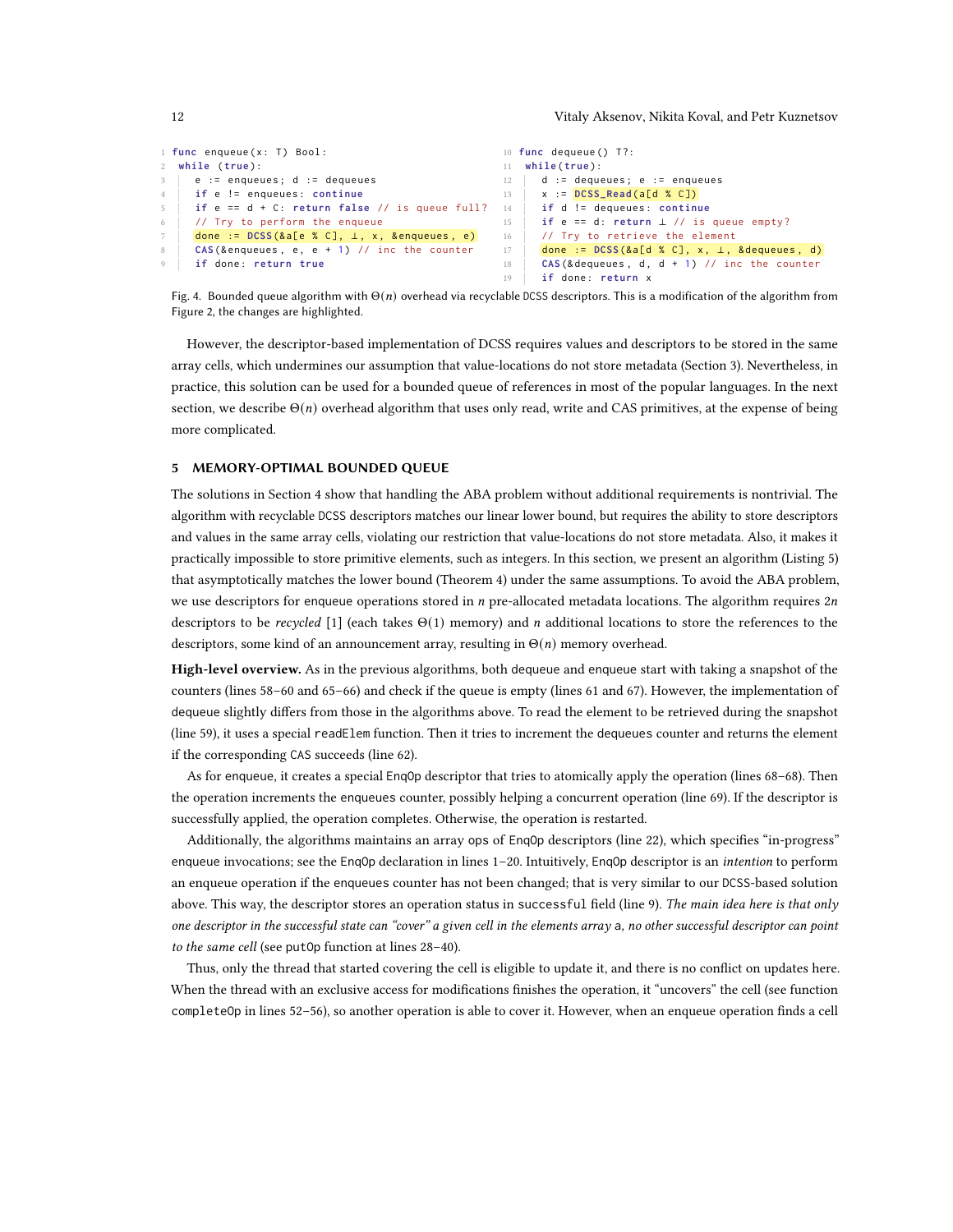```
1  func enqueue(x: T) Bool:
2   while (true):
3     e := enqueues; d := dequeues
4     if e != enqueues: continue
5     if e == d + C: return false // is queue full?
6     // Try to perform the enqueue
7     done := DCSS(&a[e % C], ⊥, x, &enqueues, e)
8     CAS(&enqueues, e, e + 1) // inc the counter
9     if done: return true
```

```
10 func dequeue() T?:
11  while(true):
12    d := dequeues; e := enqueues
13    x := DCSS_Read(a[d % C])
14    if d != dequeues: continue
15    if e == d: return ⊥ // is queue empty?
16    // Try to retrieve the element
17    done := DCSS(&a[d % C], x, ⊥, &dequeues, d)
18    CAS(&dequeues, d, d + 1) // inc the counter
19    if done: return x
```

Fig. 4. Bounded queue algorithm with $\Theta(n)$ overhead via recyclable DCSS descriptors. This is a modification of the algorithm from Figure 2, the changes are highlighted.

However, the descriptor-based implementation of DCSS requires values and descriptors to be stored in the same array cells, which undermines our assumption that value-locations do not store metadata (Section 3). Nevertheless, in practice, this solution can be used for a bounded queue of references in most of the popular languages. In the next section, we describe $\Theta(n)$ overhead algorithm that uses only read, write and CAS primitives, at the expense of being more complicated.

## 5 MEMORY-OPTIMAL BOUNDED QUEUE

The solutions in Section 4 show that handling the ABA problem without additional requirements is nontrivial. The algorithm with recyclable DCSS descriptors matches our linear lower bound, but requires the ability to store descriptors and values in the same array cells, violating our restriction that value-locations do not store metadata. Also, it makes it practically impossible to store primitive elements, such as integers. In this section, we present an algorithm (Listing 5) that asymptotically matches the lower bound (Theorem 4) under the same assumptions. To avoid the ABA problem, we use descriptors for enqueue operations stored in $n$ pre-allocated metadata locations. The algorithm requires $2n$ descriptors to be *recycled* [1] (each takes $\Theta(1)$ memory) and $n$ additional locations to store the references to the descriptors, some kind of an announcement array, resulting in $\Theta(n)$ memory overhead.

**High-level overview.** As in the previous algorithms, both dequeue and enqueue start with taking a snapshot of the counters (lines 58–60 and 65–66) and check if the queue is empty (lines 61 and 67). However, the implementation of dequeue slightly differs from those in the algorithms above. To read the element to be retrieved during the snapshot (line 59), it uses a special readElem function. Then it tries to increment the dequeues counter and returns the element if the corresponding CAS succeeds (line 62).

As for enqueue, it creates a special EnqOp descriptor that tries to atomically apply the operation (lines 68–68). Then the operation increments the enqueues counter, possibly helping a concurrent operation (line 69). If the descriptor is successfully applied, the operation completes. Otherwise, the operation is restarted.

Additionally, the algorithms maintains an array ops of EnqOp descriptors (line 22), which specifies "in-progress" enqueue invocations; see the EnqOp declaration in lines 1–20. Intuitively, EnqOp descriptor is an *intention* to perform an enqueue operation if the enqueues counter has not been changed; that is very similar to our DCSS-based solution above. This way, the descriptor stores an operation status in successful field (line 9). *The main idea here is that only one descriptor in the successful state can "cover" a given cell in the elements array* a*, no other successful descriptor can point to the same cell* (see putOp function at lines 28–40).

Thus, only the thread that started covering the cell is eligible to update it, and there is no conflict on updates here. When the thread with an exclusive access for modifications finishes the operation, it "uncovers" the cell (see function completeOp in lines 52–56), so another operation is able to cover it. However, when an enqueue operation finds a cell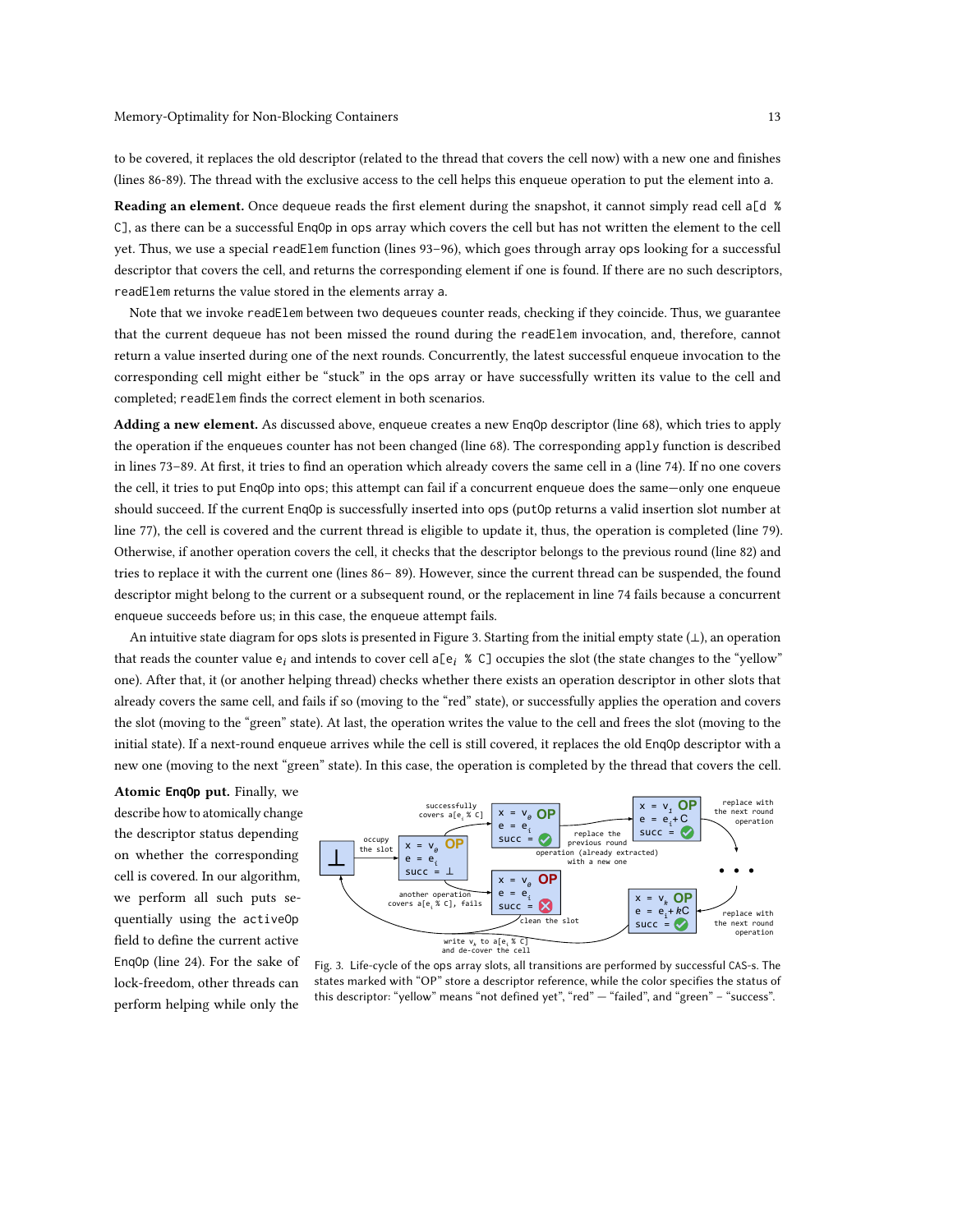to be covered, it replaces the old descriptor (related to the thread that covers the cell now) with a new one and finishes (lines 86-89). The thread with the exclusive access to the cell helps this enqueue operation to put the element into a.

**Reading an element.** Once dequeue reads the first element during the snapshot, it cannot simply read cell `a[d % C]`, as there can be a successful `EnqOp` in `ops` array which covers the cell but has not written the element to the cell yet. Thus, we use a special `readElem` function (lines 93–96), which goes through array `ops` looking for a successful descriptor that covers the cell, and returns the corresponding element if one is found. If there are no such descriptors, `readElem` returns the value stored in the elements array a.

Note that we invoke `readElem` between two `dequeues` counter reads, checking if they coincide. Thus, we guarantee that the current `dequeue` has not been missed the round during the `readElem` invocation, and, therefore, cannot return a value inserted during one of the next rounds. Concurrently, the latest successful enqueue invocation to the corresponding cell might either be "stuck" in the `ops` array or have successfully written its value to the cell and completed; `readElem` finds the correct element in both scenarios.

**Adding a new element.** As discussed above, enqueue creates a new `EnqOp` descriptor (line 68), which tries to apply the operation if the `enqueues` counter has not been changed (line 68). The corresponding `apply` function is described in lines 73–89. At first, it tries to find an operation which already covers the same cell in a (line 74). If no one covers the cell, it tries to put `EnqOp` into `ops`; this attempt can fail if a concurrent enqueue does the same—only one enqueue should succeed. If the current `EnqOp` is successfully inserted into `ops` (`putOp` returns a valid insertion slot number at line 77), the cell is covered and the current thread is eligible to update it, thus, the operation is completed (line 79). Otherwise, if another operation covers the cell, it checks that the descriptor belongs to the previous round (line 82) and tries to replace it with the current one (lines 86– 89). However, since the current thread can be suspended, the found descriptor might belong to the current or a subsequent round, or the replacement in line 74 fails because a concurrent enqueue succeeds before us; in this case, the enqueue attempt fails.

An intuitive state diagram for `ops` slots is presented in Figure 3. Starting from the initial empty state (⊥), an operation that reads the counter value $e_i$ and intends to cover cell `a[`$e_i$ `% C]` occupies the slot (the state changes to the "yellow" one). After that, it (or another helping thread) checks whether there exists an operation descriptor in other slots that already covers the same cell, and fails if so (moving to the "red" state), or successfully applies the operation and covers the slot (moving to the "green" state). At last, the operation writes the value to the cell and frees the slot (moving to the initial state). If a next-round enqueue arrives while the cell is still covered, it replaces the old `EnqOp` descriptor with a new one (moving to the next "green" state). In this case, the operation is completed by the thread that covers the cell.

Fig. 3. Life-cycle of the ops array slots, all transitions are performed by successful CAS-s. The states marked with "OP" store a descriptor reference, while the color specifies the status of this descriptor: "yellow" means "not defined yet", "red" — "failed", and "green" – "success".

**Atomic `EnqOp` put.** Finally, we describe how to atomically change the descriptor status depending on whether the corresponding cell is covered. In our algorithm, we perform all such puts sequentially using the `activeOp` field to define the current active `EnqOp` (line 24). For the sake of lock-freedom, other threads can perform helping while only the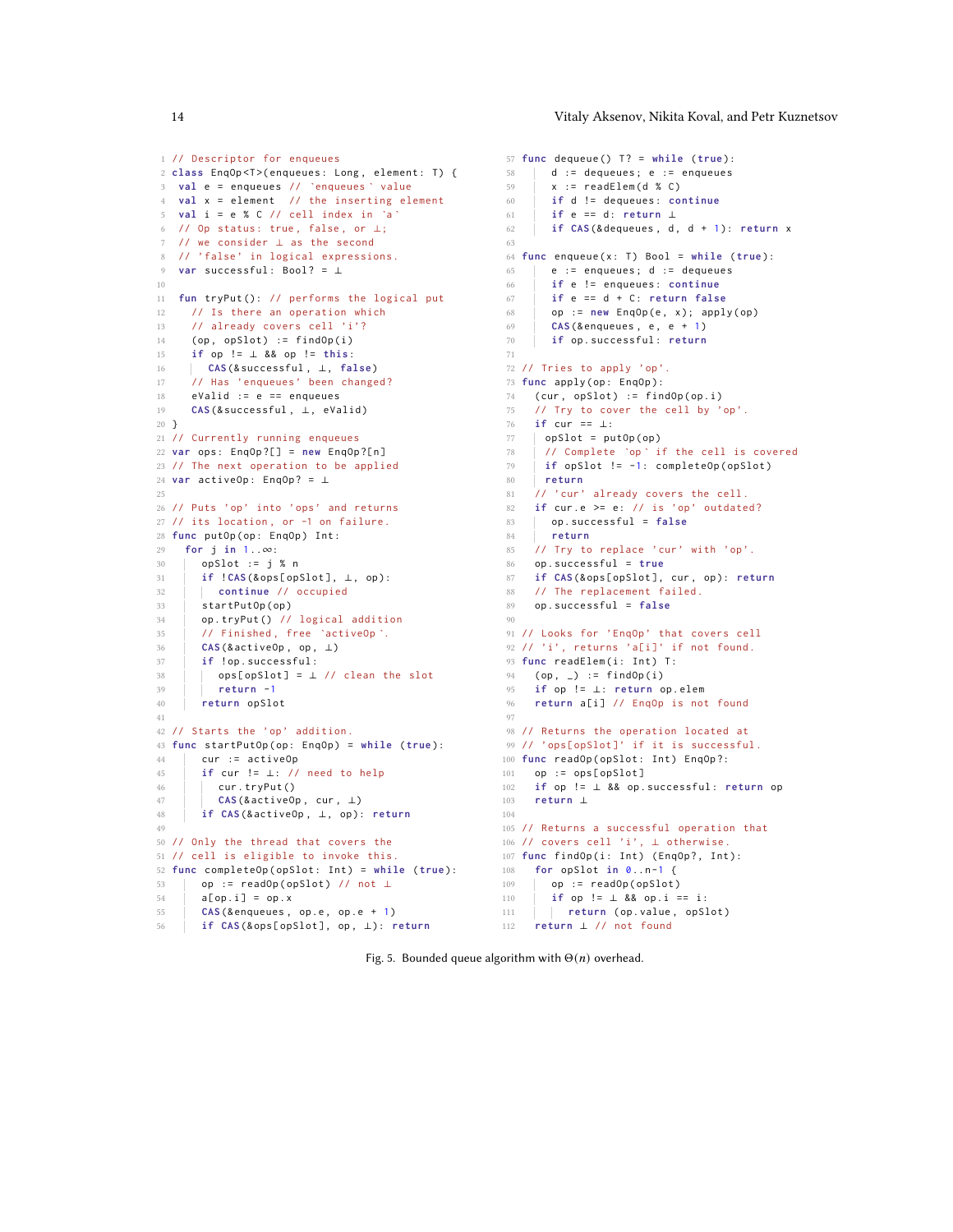```
1 // Descriptor for enqueues
2 class EnqOp<T>(enqueues: Long, element: T) {
3  val e = enqueues // `enqueues` value
4  val x = element  // the inserting element
5  val i = e % C // cell index in `a`
6  // Op status: true, false, or ⊥;
7  // we consider ⊥ as the second
8  // 'false' in logical expressions.
9  var successful: Bool? = ⊥
10
11  fun tryPut(): // performs the logical put
12    // Is there an operation which
13    // already covers cell 'i'?
14    (op, opSlot) := findOp(i)
15    if op != ⊥ && op != this:
16    | CAS(&successful, ⊥, false)
17    // Has 'enqueues' been changed?
18    eValid := e == enqueues
19    CAS(&successful, ⊥, eValid)
20 }
21 // Currently running enqueues
22 var ops: EnqOp?[] = new EnqOp?[n]
23 // The next operation to be applied
24 var activeOp: EnqOp? = ⊥
25
26 // Puts 'op' into 'ops' and returns
27 // its location, or -1 on failure.
28 func putOp(op: EnqOp) Int:
29   for j in 1..∞:
30   | opSlot := j % n
31   | if !CAS(&ops[opSlot], ⊥, op):
32   | | continue // occupied
33   | startPutOp(op)
34   | op.tryPut() // logical addition
35   | // Finished, free `activeOp`.
36   | CAS(&activeOp, op, ⊥)
37   | if !op.successful:
38   | | ops[opSlot] = ⊥ // clean the slot
39   | | return -1
40   | return opSlot
41
42 // Starts the 'op' addition.
43 func startPutOp(op: EnqOp) = while (true):
44 | cur := activeOp
45 | if cur != ⊥: // need to help
46 | | cur.tryPut()
47 | | CAS(&activeOp, cur, ⊥)
48 | if CAS(&activeOp, ⊥, op): return
49
50 // Only the thread that covers the
51 // cell is eligible to invoke this.
52 func completeOp(opSlot: Int) = while (true):
53 | op := readOp(opSlot) // not ⊥
54 | a[op.i] = op.x
55 | CAS(&enqueues, op.e, op.e + 1)
56 | if CAS(&ops[opSlot], op, ⊥): return
57 func dequeue() T? = while (true):
58 | d := dequeues; e := enqueues
59 | x := readElem(d % C)
60 | if d != dequeues: continue
61 | if e == d: return ⊥
62 | if CAS(&dequeues, d, d + 1): return x
63
64 func enqueue(x: T) Bool = while (true):
65 | e := enqueues; d := dequeues
66 | if e != enqueues: continue
67 | if e == d + C: return false
68 | op := new EnqOp(e, x); apply(op)
69 | CAS(&enqueues, e, e + 1)
70 | if op.successful: return
71
72 // Tries to apply 'op'.
73 func apply(op: EnqOp):
74   (cur, opSlot) := findOp(op.i)
75   // Try to cover the cell by 'op'.
76   if cur == ⊥:
77   | opSlot = putOp(op)
78   | // Complete `op` if the cell is covered
79   | if opSlot != -1: completeOp(opSlot)
80   | return
81   // 'cur' already covers the cell.
82   if cur.e >= e: // is 'op' outdated?
83   | op.successful = false
84   | return
85   // Try to replace 'cur' with 'op'.
86   op.successful = true
87   if CAS(&ops[opSlot], cur, op): return
88   // The replacement failed.
89   op.successful = false
90
91 // Looks for 'EnqOp' that covers cell
92 // 'i', returns 'a[i]' if not found.
93 func readElem(i: Int) T:
94   (op, _) := findOp(i)
95   if op != ⊥: return op.elem
96   return a[i] // EnqOp is not found
97
98 // Returns the operation located at
99 // 'ops[opSlot]' if it is successful.
100 func readOp(opSlot: Int) EnqOp?:
101   op := ops[opSlot]
102   if op != ⊥ && op.successful: return op
103   return ⊥
104
105 // Returns a successful operation that
106 // covers cell 'i', ⊥ otherwise.
107 func findOp(i: Int) (EnqOp?, Int):
108   for opSlot in 0..n-1 {
109   | op := readOp(opSlot)
110   | if op != ⊥ && op.i == i:
111   | | return (op.value, opSlot)
112   return ⊥ // not found
```

Fig. 5. Bounded queue algorithm with $\Theta(n)$ overhead.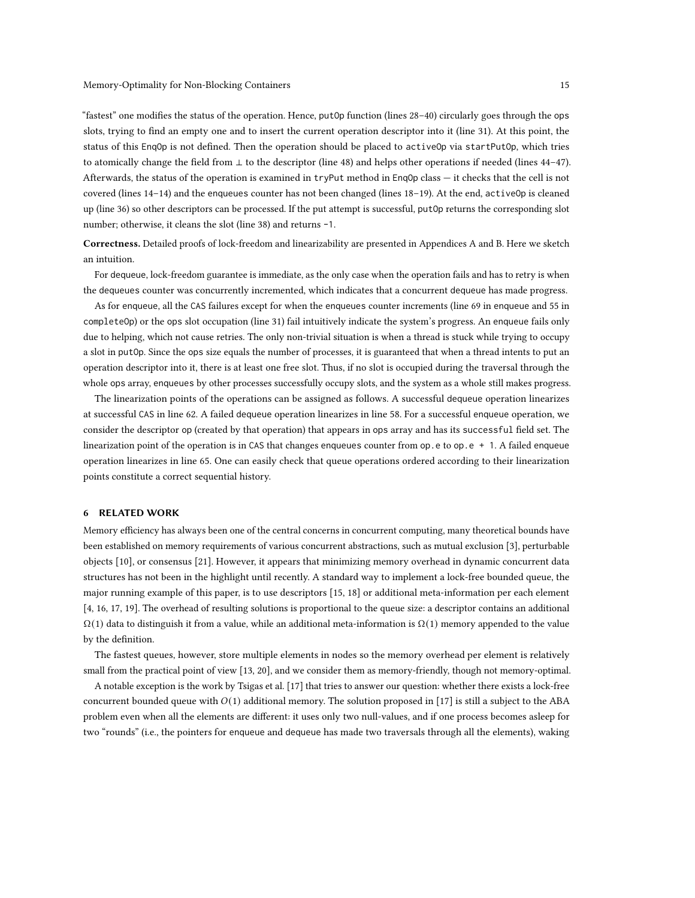"fastest" one modifies the status of the operation. Hence, putOp function (lines 28–40) circularly goes through the ops slots, trying to find an empty one and to insert the current operation descriptor into it (line 31). At this point, the status of this EnqOp is not defined. Then the operation should be placed to activeOp via startPutOp, which tries to atomically change the field from $\perp$ to the descriptor (line 48) and helps other operations if needed (lines 44–47). Afterwards, the status of the operation is examined in tryPut method in EnqOp class — it checks that the cell is not covered (lines 14–14) and the enqueues counter has not been changed (lines 18–19). At the end, activeOp is cleaned up (line 36) so other descriptors can be processed. If the put attempt is successful, putOp returns the corresponding slot number; otherwise, it cleans the slot (line 38) and returns -1.

**Correctness.** Detailed proofs of lock-freedom and linearizability are presented in Appendices A and B. Here we sketch an intuition.

For dequeue, lock-freedom guarantee is immediate, as the only case when the operation fails and has to retry is when the dequeues counter was concurrently incremented, which indicates that a concurrent dequeue has made progress.

As for enqueue, all the CAS failures except for when the enqueues counter increments (line 69 in enqueue and 55 in completeOp) or the ops slot occupation (line 31) fail intuitively indicate the system's progress. An enqueue fails only due to helping, which not cause retries. The only non-trivial situation is when a thread is stuck while trying to occupy a slot in putOp. Since the ops size equals the number of processes, it is guaranteed that when a thread intents to put an operation descriptor into it, there is at least one free slot. Thus, if no slot is occupied during the traversal through the whole ops array, enqueues by other processes successfully occupy slots, and the system as a whole still makes progress.

The linearization points of the operations can be assigned as follows. A successful dequeue operation linearizes at successful CAS in line 62. A failed dequeue operation linearizes in line 58. For a successful enqueue operation, we consider the descriptor op (created by that operation) that appears in ops array and has its successful field set. The linearization point of the operation is in CAS that changes enqueues counter from op.e to op.e + 1. A failed enqueue operation linearizes in line 65. One can easily check that queue operations ordered according to their linearization points constitute a correct sequential history.

## 6 RELATED WORK

Memory efficiency has always been one of the central concerns in concurrent computing, many theoretical bounds have been established on memory requirements of various concurrent abstractions, such as mutual exclusion [3], perturbable objects [10], or consensus [21]. However, it appears that minimizing memory overhead in dynamic concurrent data structures has not been in the highlight until recently. A standard way to implement a lock-free bounded queue, the major running example of this paper, is to use descriptors [15, 18] or additional meta-information per each element [4, 16, 17, 19]. The overhead of resulting solutions is proportional to the queue size: a descriptor contains an additional $\Omega(1)$ data to distinguish it from a value, while an additional meta-information is $\Omega(1)$ memory appended to the value by the definition.

The fastest queues, however, store multiple elements in nodes so the memory overhead per element is relatively small from the practical point of view [13, 20], and we consider them as memory-friendly, though not memory-optimal.

A notable exception is the work by Tsigas et al. [17] that tries to answer our question: whether there exists a lock-free concurrent bounded queue with $O(1)$ additional memory. The solution proposed in [17] is still a subject to the ABA problem even when all the elements are different: it uses only two null-values, and if one process becomes asleep for two "rounds" (i.e., the pointers for enqueue and dequeue has made two traversals through all the elements), waking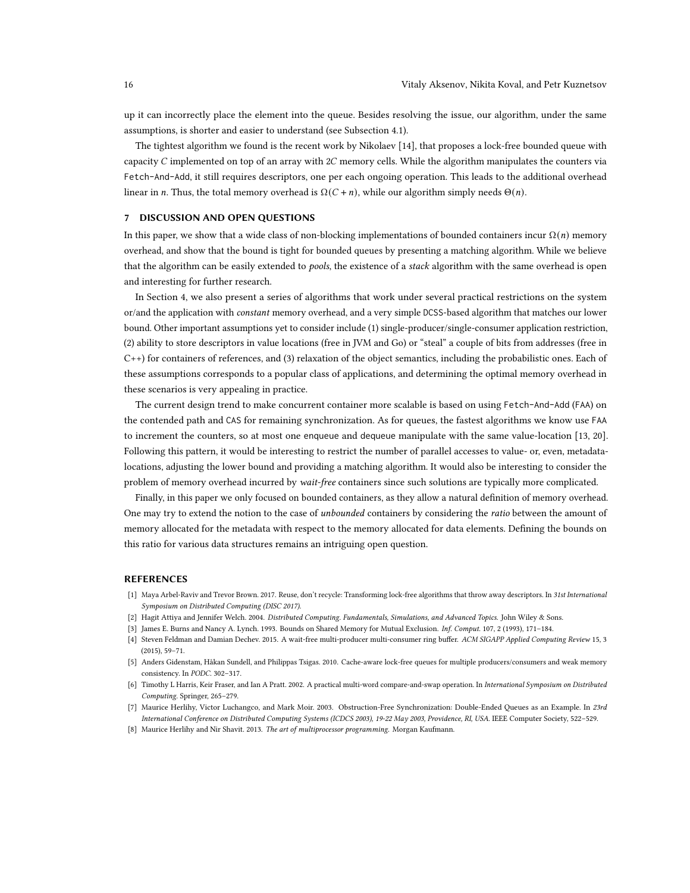up it can incorrectly place the element into the queue. Besides resolving the issue, our algorithm, under the same assumptions, is shorter and easier to understand (see Subsection 4.1).

The tightest algorithm we found is the recent work by Nikolaev [14], that proposes a lock-free bounded queue with capacity $C$ implemented on top of an array with $2C$ memory cells. While the algorithm manipulates the counters via Fetch-And-Add, it still requires descriptors, one per each ongoing operation. This leads to the additional overhead linear in $n$. Thus, the total memory overhead is $\Omega(C + n)$, while our algorithm simply needs $\Theta(n)$.

## 7 DISCUSSION AND OPEN QUESTIONS

In this paper, we show that a wide class of non-blocking implementations of bounded containers incur $\Omega(n)$ memory overhead, and show that the bound is tight for bounded queues by presenting a matching algorithm. While we believe that the algorithm can be easily extended to *pools*, the existence of a *stack* algorithm with the same overhead is open and interesting for further research.

In Section 4, we also present a series of algorithms that work under several practical restrictions on the system or/and the application with *constant* memory overhead, and a very simple DCSS-based algorithm that matches our lower bound. Other important assumptions yet to consider include (1) single-producer/single-consumer application restriction, (2) ability to store descriptors in value locations (free in JVM and Go) or "steal" a couple of bits from addresses (free in C++) for containers of references, and (3) relaxation of the object semantics, including the probabilistic ones. Each of these assumptions corresponds to a popular class of applications, and determining the optimal memory overhead in these scenarios is very appealing in practice.

The current design trend to make concurrent container more scalable is based on using Fetch-And-Add (FAA) on the contended path and CAS for remaining synchronization. As for queues, the fastest algorithms we know use FAA to increment the counters, so at most one enqueue and dequeue manipulate with the same value-location [13, 20]. Following this pattern, it would be interesting to restrict the number of parallel accesses to value- or, even, metadata-locations, adjusting the lower bound and providing a matching algorithm. It would also be interesting to consider the problem of memory overhead incurred by *wait-free* containers since such solutions are typically more complicated.

Finally, in this paper we only focused on bounded containers, as they allow a natural definition of memory overhead. One may try to extend the notion to the case of *unbounded* containers by considering the *ratio* between the amount of memory allocated for the metadata with respect to the memory allocated for data elements. Defining the bounds on this ratio for various data structures remains an intriguing open question.

## REFERENCES

[1] Maya Arbel-Raviv and Trevor Brown. 2017. Reuse, don't recycle: Transforming lock-free algorithms that throw away descriptors. In *31st International Symposium on Distributed Computing (DISC 2017)*.

[2] Hagit Attiya and Jennifer Welch. 2004. *Distributed Computing. Fundamentals, Simulations, and Advanced Topics.* John Wiley & Sons.

[3] James E. Burns and Nancy A. Lynch. 1993. Bounds on Shared Memory for Mutual Exclusion. *Inf. Comput.* 107, 2 (1993), 171–184.

[4] Steven Feldman and Damian Dechev. 2015. A wait-free multi-producer multi-consumer ring buffer. *ACM SIGAPP Applied Computing Review* 15, 3 (2015), 59–71.

[5] Anders Gidenstam, Håkan Sundell, and Philippas Tsigas. 2010. Cache-aware lock-free queues for multiple producers/consumers and weak memory consistency. In *PODC*. 302–317.

[6] Timothy L Harris, Keir Fraser, and Ian A Pratt. 2002. A practical multi-word compare-and-swap operation. In *International Symposium on Distributed Computing*. Springer, 265–279.

[7] Maurice Herlihy, Victor Luchangco, and Mark Moir. 2003. Obstruction-Free Synchronization: Double-Ended Queues as an Example. In *23rd International Conference on Distributed Computing Systems (ICDCS 2003), 19-22 May 2003, Providence, RI, USA*. IEEE Computer Society, 522–529.

[8] Maurice Herlihy and Nir Shavit. 2013. *The art of multiprocessor programming.* Morgan Kaufmann.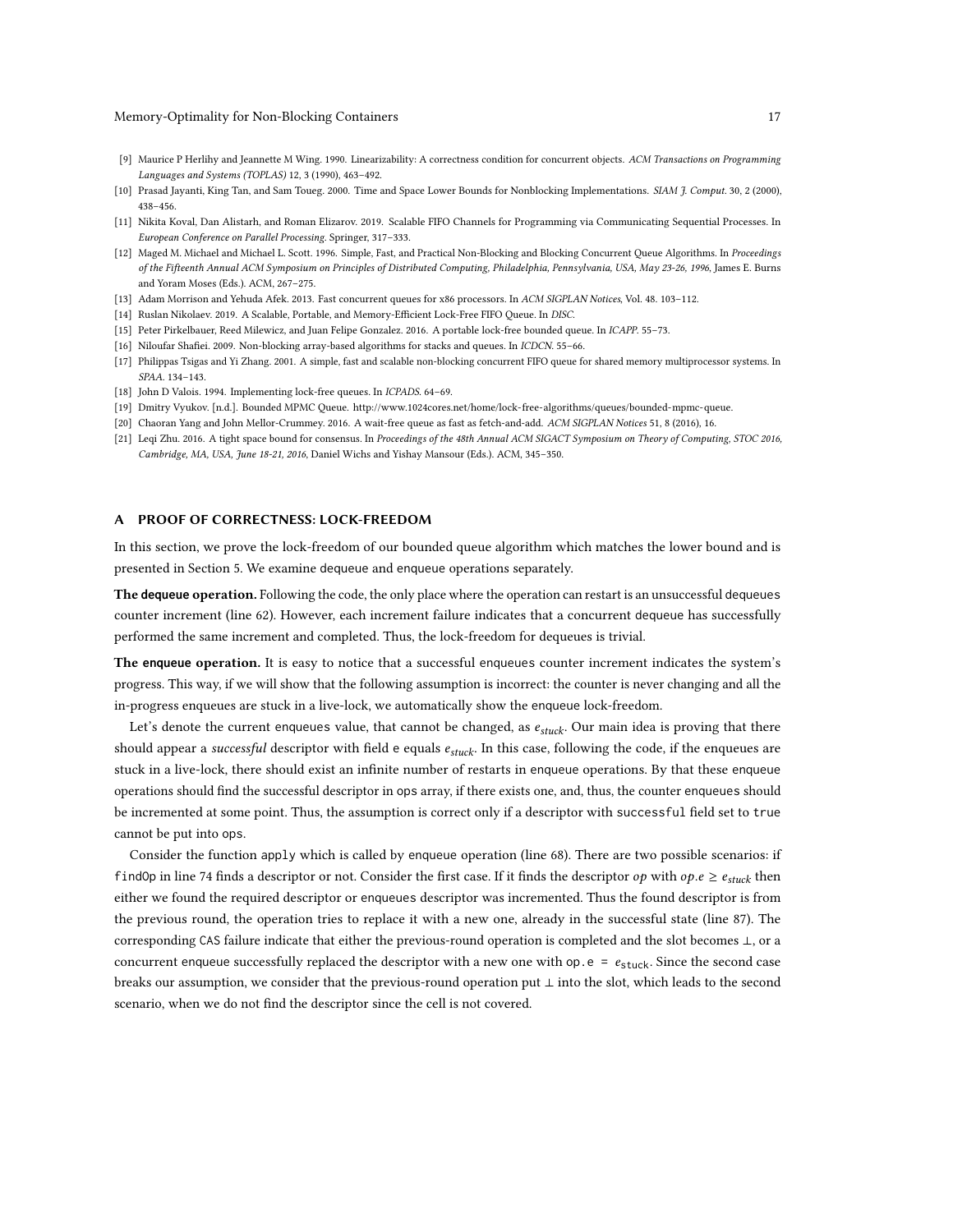[9] Maurice P Herlihy and Jeannette M Wing. 1990. Linearizability: A correctness condition for concurrent objects. *ACM Transactions on Programming Languages and Systems (TOPLAS)* 12, 3 (1990), 463–492.

[10] Prasad Jayanti, King Tan, and Sam Toueg. 2000. Time and Space Lower Bounds for Nonblocking Implementations. *SIAM J. Comput.* 30, 2 (2000), 438–456.

[11] Nikita Koval, Dan Alistarh, and Roman Elizarov. 2019. Scalable FIFO Channels for Programming via Communicating Sequential Processes. In *European Conference on Parallel Processing*. Springer, 317–333.

[12] Maged M. Michael and Michael L. Scott. 1996. Simple, Fast, and Practical Non-Blocking and Blocking Concurrent Queue Algorithms. In *Proceedings of the Fifteenth Annual ACM Symposium on Principles of Distributed Computing, Philadelphia, Pennsylvania, USA, May 23-26, 1996*, James E. Burns and Yoram Moses (Eds.). ACM, 267–275.

[13] Adam Morrison and Yehuda Afek. 2013. Fast concurrent queues for x86 processors. In *ACM SIGPLAN Notices*, Vol. 48. 103–112.

[14] Ruslan Nikolaev. 2019. A Scalable, Portable, and Memory-Efficient Lock-Free FIFO Queue. In *DISC*.

[15] Peter Pirkelbauer, Reed Milewicz, and Juan Felipe Gonzalez. 2016. A portable lock-free bounded queue. In *ICAPP*. 55–73.

[16] Niloufar Shafiei. 2009. Non-blocking array-based algorithms for stacks and queues. In *ICDCN*. 55–66.

[17] Philippas Tsigas and Yi Zhang. 2001. A simple, fast and scalable non-blocking concurrent FIFO queue for shared memory multiprocessor systems. In *SPAA*. 134–143.

[18] John D Valois. 1994. Implementing lock-free queues. In *ICPADS*. 64–69.

[19] Dmitry Vyukov. [n.d.]. Bounded MPMC Queue. http://www.1024cores.net/home/lock-free-algorithms/queues/bounded-mpmc-queue.

[20] Chaoran Yang and John Mellor-Crummey. 2016. A wait-free queue as fast as fetch-and-add. *ACM SIGPLAN Notices* 51, 8 (2016), 16.

[21] Leqi Zhu. 2016. A tight space bound for consensus. In *Proceedings of the 48th Annual ACM SIGACT Symposium on Theory of Computing, STOC 2016, Cambridge, MA, USA, June 18-21, 2016*, Daniel Wichs and Yishay Mansour (Eds.). ACM, 345–350.

## A PROOF OF CORRECTNESS: LOCK-FREEDOM

In this section, we prove the lock-freedom of our bounded queue algorithm which matches the lower bound and is presented in Section 5. We examine dequeue and enqueue operations separately.

**The `dequeue` operation.** Following the code, the only place where the operation can restart is an unsuccessful dequeues counter increment (line 62). However, each increment failure indicates that a concurrent dequeue has successfully performed the same increment and completed. Thus, the lock-freedom for dequeues is trivial.

**The `enqueue` operation.** It is easy to notice that a successful enqueues counter increment indicates the system's progress. This way, if we will show that the following assumption is incorrect: the counter is never changing and all the in-progress enqueues are stuck in a live-lock, we automatically show the enqueue lock-freedom.

Let's denote the current enqueues value, that cannot be changed, as $e_{stuck}$. Our main idea is proving that there should appear a *successful* descriptor with field e equals $e_{stuck}$. In this case, following the code, if the enqueues are stuck in a live-lock, there should exist an infinite number of restarts in enqueue operations. By that these enqueue operations should find the successful descriptor in ops array, if there exists one, and, thus, the counter enqueues should be incremented at some point. Thus, the assumption is correct only if a descriptor with successful field set to true cannot be put into ops.

Consider the function apply which is called by enqueue operation (line 68). There are two possible scenarios: if findOp in line 74 finds a descriptor or not. Consider the first case. If it finds the descriptor $op$ with $op.e \geq e_{stuck}$ then either we found the required descriptor or enqueues descriptor was incremented. Thus the found descriptor is from the previous round, the operation tries to replace it with a new one, already in the successful state (line 87). The corresponding CAS failure indicate that either the previous-round operation is completed and the slot becomes $\perp$, or a concurrent enqueue successfully replaced the descriptor with a new one with op.e = $e_{stuck}$. Since the second case breaks our assumption, we consider that the previous-round operation put $\perp$ into the slot, which leads to the second scenario, when we do not find the descriptor since the cell is not covered.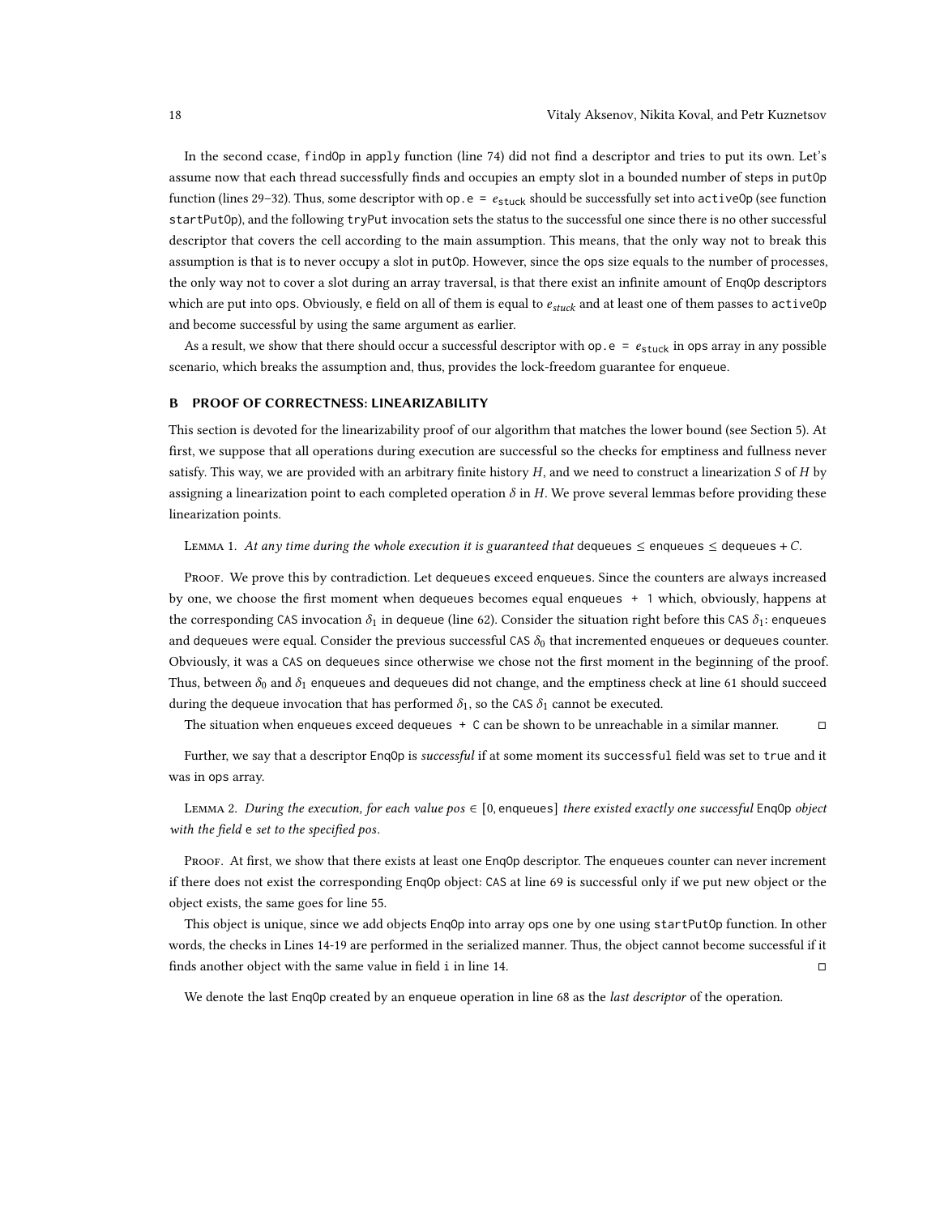In the second ccase, `findOp` in `apply` function (line 74) did not find a descriptor and tries to put its own. Let's assume now that each thread successfully finds and occupies an empty slot in a bounded number of steps in `putOp` function (lines 29–32). Thus, some descriptor with `op.e =` $e_{\text{stuck}}$ should be successfully set into `activeOp` (see function `startPutOp`), and the following `tryPut` invocation sets the status to the successful one since there is no other successful descriptor that covers the cell according to the main assumption. This means, that the only way not to break this assumption is that is to never occupy a slot in `putOp`. However, since the `ops` size equals to the number of processes, the only way not to cover a slot during an array traversal, is that there exist an infinite amount of `EnqOp` descriptors which are put into `ops`. Obviously, `e` field on all of them is equal to $e_{stuck}$ and at least one of them passes to `activeOp` and become successful by using the same argument as earlier.

As a result, we show that there should occur a successful descriptor with `op.e =` $e_{\text{stuck}}$ in `ops` array in any possible scenario, which breaks the assumption and, thus, provides the lock-freedom guarantee for `enqueue`.

## B PROOF OF CORRECTNESS: LINEARIZABILITY

This section is devoted for the linearizability proof of our algorithm that matches the lower bound (see Section 5). At first, we suppose that all operations during execution are successful so the checks for emptiness and fullness never satisfy. This way, we are provided with an arbitrary finite history $H$, and we need to construct a linearization $S$ of $H$ by assigning a linearization point to each completed operation $\delta$ in $H$. We prove several lemmas before providing these linearization points.

Lemma 1. *At any time during the whole execution it is guaranteed that* `dequeues` $\leq$ `enqueues` $\leq$ `dequeues` $+ C$.

Proof. We prove this by contradiction. Let `dequeues` exceed `enqueues`. Since the counters are always increased by one, we choose the first moment when `dequeues` becomes equal `enqueues + 1` which, obviously, happens at the corresponding `CAS` invocation $\delta_1$ in dequeue (line 62). Consider the situation right before this `CAS` $\delta_1$: `enqueues` and `dequeues` were equal. Consider the previous successful `CAS` $\delta_0$ that incremented `enqueues` or `dequeues` counter. Obviously, it was a `CAS` on `dequeues` since otherwise we chose not the first moment in the beginning of the proof. Thus, between $\delta_0$ and $\delta_1$ `enqueues` and `dequeues` did not change, and the emptiness check at line 61 should succeed during the `dequeue` invocation that has performed $\delta_1$, so the `CAS` $\delta_1$ cannot be executed.

The situation when `enqueues` exceed `dequeues + C` can be shown to be unreachable in a similar manner. ◻

Further, we say that a descriptor `EnqOp` is *successful* if at some moment its `successful` field was set to `true` and it was in `ops` array.

Lemma 2. *During the execution, for each value pos* $\in [0, \texttt{enqueues}]$ *there existed exactly one successful* `EnqOp` *object with the field* `e` *set to the specified pos.*

Proof. At first, we show that there exists at least one `EnqOp` descriptor. The `enqueues` counter can never increment if there does not exist the corresponding `EnqOp` object: `CAS` at line 69 is successful only if we put new object or the object exists, the same goes for line 55.

This object is unique, since we add objects `EnqOp` into array `ops` one by one using `startPutOp` function. In other words, the checks in Lines 14-19 are performed in the serialized manner. Thus, the object cannot become successful if it finds another object with the same value in field `i` in line 14. ◻

We denote the last `EnqOp` created by an `enqueue` operation in line 68 as the *last descriptor* of the operation.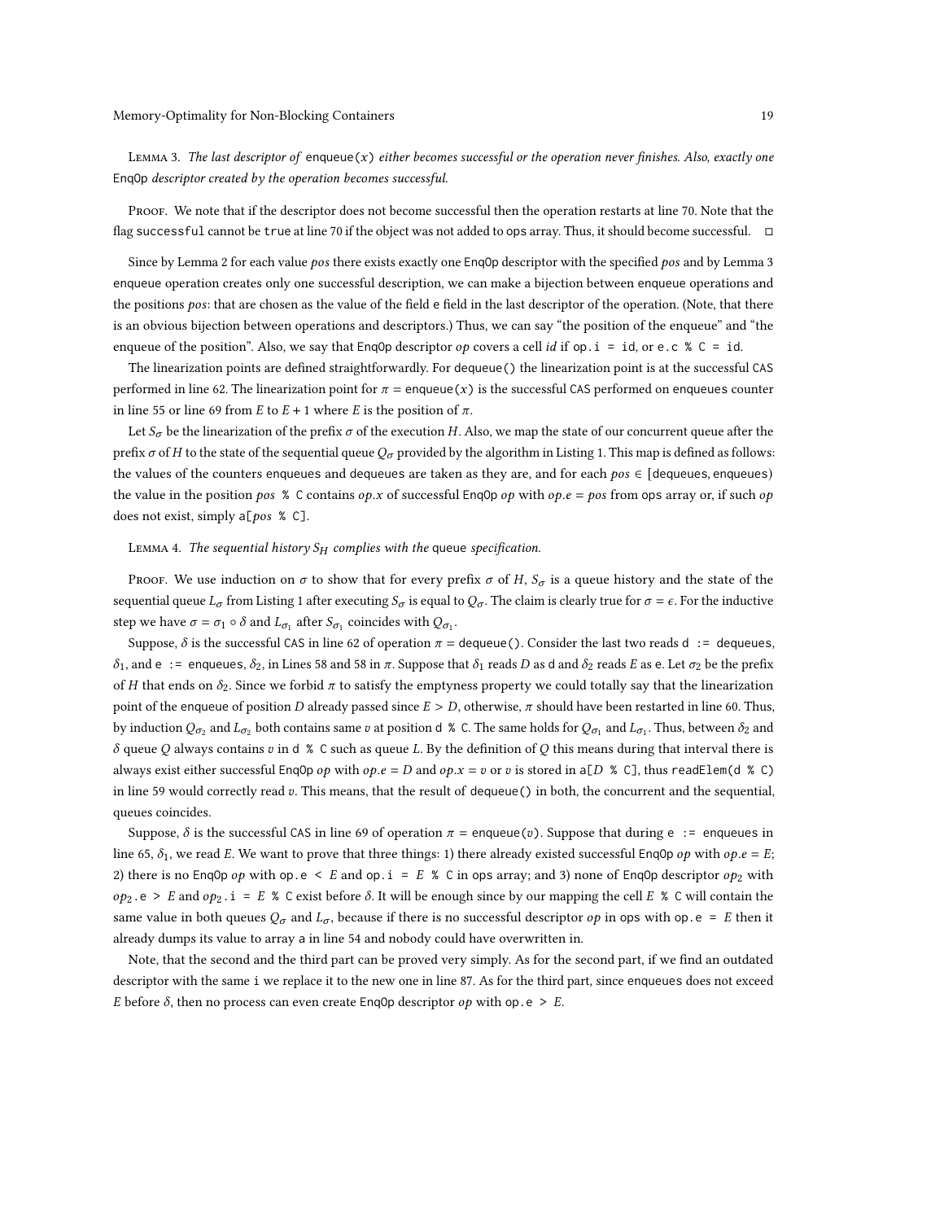Lemma 3. *The last descriptor of* `enqueue(x)` *either becomes successful or the operation never finishes. Also, exactly one* `EnqOp` *descriptor created by the operation becomes successful.*

Proof. We note that if the descriptor does not become successful then the operation restarts at line 70. Note that the flag `successful` cannot be `true` at line 70 if the object was not added to `ops` array. Thus, it should become successful. □

Since by Lemma 2 for each value *pos* there exists exactly one `EnqOp` descriptor with the specified *pos* and by Lemma 3 `enqueue` operation creates only one successful description, we can make a bijection between `enqueue` operations and the positions *pos*: that are chosen as the value of the field `e` field in the last descriptor of the operation. (Note, that there is an obvious bijection between operations and descriptors.) Thus, we can say "the position of the enqueue" and "the enqueue of the position". Also, we say that `EnqOp` descriptor *op* covers a cell *id* if `op.i = id`, or `e.c % C = id`.

The linearization points are defined straightforwardly. For `dequeue()` the linearization point is at the successful `CAS` performed in line 62. The linearization point for $\pi$ = `enqueue(x)` is the successful `CAS` performed on `enqueues` counter in line 55 or line 69 from $E$ to $E+1$ where $E$ is the position of $\pi$.

Let $S_\sigma$ be the linearization of the prefix $\sigma$ of the execution $H$. Also, we map the state of our concurrent queue after the prefix $\sigma$ of $H$ to the state of the sequential queue $Q_\sigma$ provided by the algorithm in Listing 1. This map is defined as follows: the values of the counters `enqueues` and `dequeues` are taken as they are, and for each $pos \in$ [`dequeues`, `enqueues`) the value in the position *pos* `% C` contains $op.x$ of successful `EnqOp` *op* with $op.e = pos$ from `ops` array or, if such *op* does not exist, simply `a[`*pos* `% C]`.

Lemma 4. *The sequential history* $S_H$ *complies with the* `queue` *specification.*

Proof. We use induction on $\sigma$ to show that for every prefix $\sigma$ of $H$, $S_\sigma$ is a queue history and the state of the sequential queue $L_\sigma$ from Listing 1 after executing $S_\sigma$ is equal to $Q_\sigma$. The claim is clearly true for $\sigma = \epsilon$. For the inductive step we have $\sigma = \sigma_1 \circ \delta$ and $L_{\sigma_1}$ after $S_{\sigma_1}$ coincides with $Q_{\sigma_1}$.

Suppose, $\delta$ is the successful `CAS` in line 62 of operation $\pi$ = `dequeue()`. Consider the last two reads `d := dequeues`, $\delta_1$, and `e := enqueues`, $\delta_2$, in Lines 58 and 58 in $\pi$. Suppose that $\delta_1$ reads $D$ as `d` and $\delta_2$ reads $E$ as `e`. Let $\sigma_2$ be the prefix of $H$ that ends on $\delta_2$. Since we forbid $\pi$ to satisfy the emptyness property we could totally say that the linearization point of the `enqueue` of position $D$ already passed since $E > D$, otherwise, $\pi$ should have been restarted in line 60. Thus, by induction $Q_{\sigma_2}$ and $L_{\sigma_2}$ both contains same $v$ at position `d % C`. The same holds for $Q_{\sigma_1}$ and $L_{\sigma_1}$. Thus, between $\delta_2$ and $\delta$ queue $Q$ always contains $v$ in `d % C` such as queue $L$. By the definition of $Q$ this means during that interval there is always exist either successful `EnqOp` *op* with $op.e = D$ and $op.x = v$ or $v$ is stored in `a[`$D$ `% C]`, thus `readElem(d % C)` in line 59 would correctly read $v$. This means, that the result of `dequeue()` in both, the concurrent and the sequential, queues coincides.

Suppose, $\delta$ is the successful `CAS` in line 69 of operation $\pi$ = `enqueue(`$v$`)`. Suppose that during `e := enqueues` in line 65, $\delta_1$, we read $E$. We want to prove that three things: 1) there already existed successful `EnqOp` *op* with $op.e = E$; 2) there is no `EnqOp` *op* with `op.e <` $E$ and `op.i =` $E$ `% C` in `ops` array; and 3) none of `EnqOp` descriptor $op_2$ with $op_2$`.e >` $E$ and $op_2$`.i =` $E$ `% C` exist before $\delta$. It will be enough since by our mapping the cell $E$ `% C` will contain the same value in both queues $Q_\sigma$ and $L_\sigma$, because if there is no successful descriptor *op* in `ops` with `op.e =` $E$ then it already dumps its value to array `a` in line 54 and nobody could have overwritten in.

Note, that the second and the third part can be proved very simply. As for the second part, if we find an outdated descriptor with the same `i` we replace it to the new one in line 87. As for the third part, since `enqueues` does not exceed $E$ before $\delta$, then no process can even create `EnqOp` descriptor *op* with `op.e >` $E$.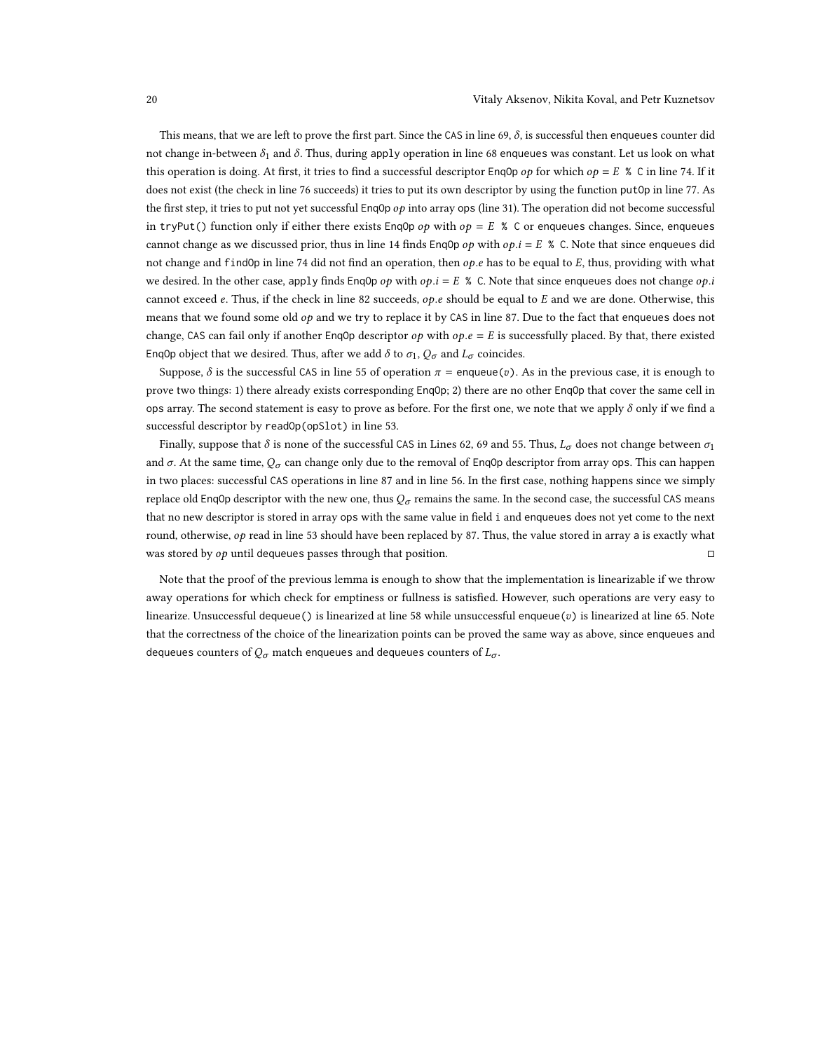This means, that we are left to prove the first part. Since the CAS in line 69, $\delta$, is successful then enqueues counter did not change in-between $\delta_1$ and $\delta$. Thus, during apply operation in line 68 enqueues was constant. Let us look on what this operation is doing. At first, it tries to find a successful descriptor EnqOp $op$ for which $op = E$ % C in line 74. If it does not exist (the check in line 76 succeeds) it tries to put its own descriptor by using the function putOp in line 77. As the first step, it tries to put not yet successful EnqOp $op$ into array ops (line 31). The operation did not become successful in tryPut() function only if either there exists EnqOp $op$ with $op = E$ % C or enqueues changes. Since, enqueues cannot change as we discussed prior, thus in line 14 finds EnqOp $op$ with $op.i = E$ % C. Note that since enqueues did not change and findOp in line 74 did not find an operation, then $op.e$ has to be equal to $E$, thus, providing with what we desired. In the other case, apply finds EnqOp $op$ with $op.i = E$ % C. Note that since enqueues does not change $op.i$ cannot exceed $e$. Thus, if the check in line 82 succeeds, $op.e$ should be equal to $E$ and we are done. Otherwise, this means that we found some old $op$ and we try to replace it by CAS in line 87. Due to the fact that enqueues does not change, CAS can fail only if another EnqOp descriptor $op$ with $op.e = E$ is successfully placed. By that, there existed EnqOp object that we desired. Thus, after we add $\delta$ to $\sigma_1$, $Q_\sigma$ and $L_\sigma$ coincides.

Suppose, $\delta$ is the successful CAS in line 55 of operation $\pi$ = enqueue($v$). As in the previous case, it is enough to prove two things: 1) there already exists corresponding EnqOp; 2) there are no other EnqOp that cover the same cell in ops array. The second statement is easy to prove as before. For the first one, we note that we apply $\delta$ only if we find a successful descriptor by readOp(opSlot) in line 53.

Finally, suppose that $\delta$ is none of the successful CAS in Lines 62, 69 and 55. Thus, $L_\sigma$ does not change between $\sigma_1$ and $\sigma$. At the same time, $Q_\sigma$ can change only due to the removal of EnqOp descriptor from array ops. This can happen in two places: successful CAS operations in line 87 and in line 56. In the first case, nothing happens since we simply replace old EnqOp descriptor with the new one, thus $Q_\sigma$ remains the same. In the second case, the successful CAS means that no new descriptor is stored in array ops with the same value in field i and enqueues does not yet come to the next round, otherwise, $op$ read in line 53 should have been replaced by 87. Thus, the value stored in array a is exactly what was stored by $op$ until dequeues passes through that position. □

Note that the proof of the previous lemma is enough to show that the implementation is linearizable if we throw away operations for which check for emptiness or fullness is satisfied. However, such operations are very easy to linearize. Unsuccessful dequeue() is linearized at line 58 while unsuccessful enqueue($v$) is linearized at line 65. Note that the correctness of the choice of the linearization points can be proved the same way as above, since enqueues and dequeues counters of $Q_\sigma$ match enqueues and dequeues counters of $L_\sigma$.